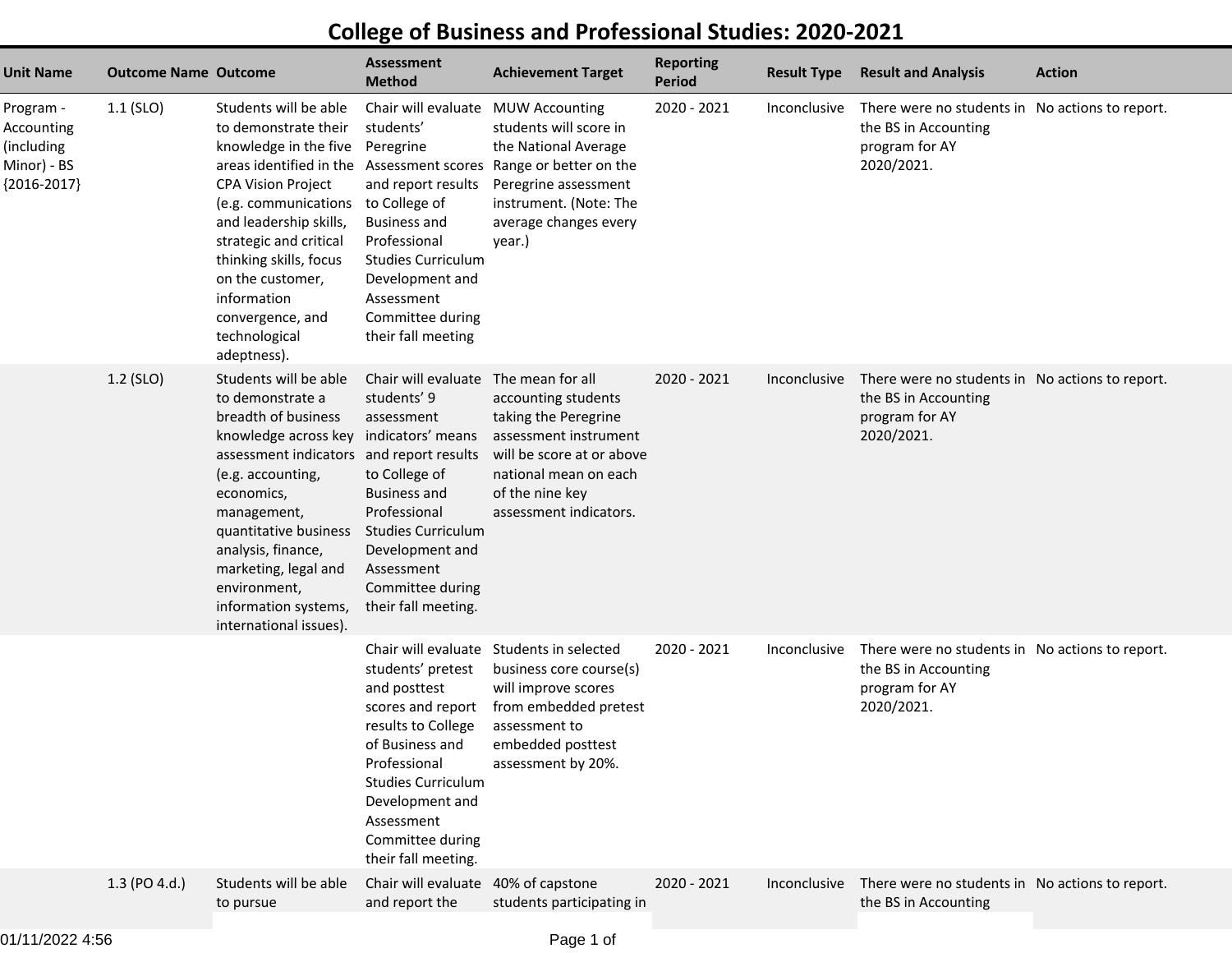# College of Business and Professional Studies: 2020-2021

| Unit Name | Outcome Name | Outcome | Assessment Method | Achievement Target | Reporting Period | Result Type | Result and Analysis | Action |
|---|---|---|---|---|---|---|---|---|
| Program - Accounting (including Minor) - BS {2016-2017} | 1.1 (SLO) | Students will be able to demonstrate their knowledge in the five areas identified in the CPA Vision Project (e.g. communications and leadership skills, strategic and critical thinking skills, focus on the customer, information convergence, and technological adeptness). | Chair will evaluate students' Peregrine Assessment scores and report results to College of Business and Professional Studies Curriculum Development and Assessment Committee during their fall meeting | MUW Accounting students will score in the National Average Range or better on the Peregrine assessment instrument. (Note: The average changes every year.) | 2020 - 2021 | Inconclusive | There were no students in the BS in Accounting program for AY 2020/2021. | No actions to report. |
| | 1.2 (SLO) | Students will be able to demonstrate a breadth of business knowledge across key assessment indicators (e.g. accounting, economics, management, quantitative business analysis, finance, marketing, legal and environment, information systems, international issues). | Chair will evaluate students' 9 assessment indicators' means and report results to College of Business and Professional Studies Curriculum Development and Assessment Committee during their fall meeting. | The mean for all accounting students taking the Peregrine assessment instrument will be score at or above national mean on each of the nine key assessment indicators. | 2020 - 2021 | Inconclusive | There were no students in the BS in Accounting program for AY 2020/2021. | No actions to report. |
| | | | Chair will evaluate students' pretest and posttest scores and report results to College of Business and Professional Studies Curriculum Development and Assessment Committee during their fall meeting. | Students in selected business core course(s) will improve scores from embedded pretest assessment to embedded posttest assessment by 20%. | 2020 - 2021 | Inconclusive | There were no students in the BS in Accounting program for AY 2020/2021. | No actions to report. |
| | 1.3 (PO 4.d.) | Students will be able to pursue | Chair will evaluate and report the | 40% of capstone students participating in | 2020 - 2021 | Inconclusive | There were no students in the BS in Accounting | No actions to report. |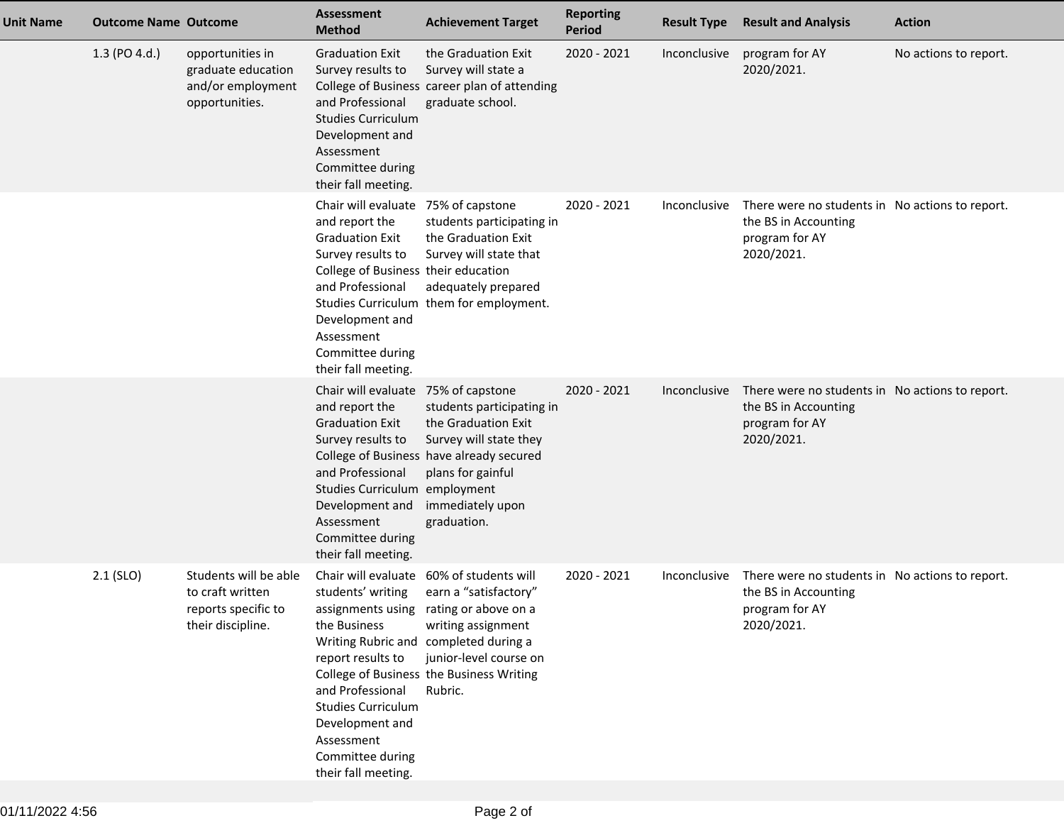| Unit Name | Outcome Name | Outcome | Assessment Method | Achievement Target | Reporting Period | Result Type | Result and Analysis | Action |
|---|---|---|---|---|---|---|---|---|
| | 1.3 (PO 4.d.) | opportunities in graduate education and/or employment opportunities. | Graduation Exit Survey results to College of Business and Professional Studies Curriculum Development and Assessment Committee during their fall meeting. | the Graduation Exit Survey will state a career plan of attending graduate school. | 2020 - 2021 | Inconclusive | program for AY 2020/2021. | No actions to report. |
| | | | Chair will evaluate and report the Graduation Exit Survey results to College of Business and Professional Studies Curriculum Development and Assessment Committee during their fall meeting. | 75% of capstone students participating in the Graduation Exit Survey will state that their education adequately prepared them for employment. | 2020 - 2021 | Inconclusive | There were no students in the BS in Accounting program for AY 2020/2021. | No actions to report. |
| | | | Chair will evaluate and report the Graduation Exit Survey results to College of Business and Professional Studies Curriculum Development and Assessment Committee during their fall meeting. | 75% of capstone students participating in the Graduation Exit Survey will state they have already secured plans for gainful employment immediately upon graduation. | 2020 - 2021 | Inconclusive | There were no students in the BS in Accounting program for AY 2020/2021. | No actions to report. |
| | 2.1 (SLO) | Students will be able to craft written reports specific to their discipline. | Chair will evaluate students' writing assignments using the Business Writing Rubric and report results to College of Business and Professional Studies Curriculum Development and Assessment Committee during their fall meeting. | 60% of students will earn a "satisfactory" rating or above on a writing assignment completed during a junior-level course on the Business Writing Rubric. | 2020 - 2021 | Inconclusive | There were no students in the BS in Accounting program for AY 2020/2021. | No actions to report. |

01/11/2022 4:56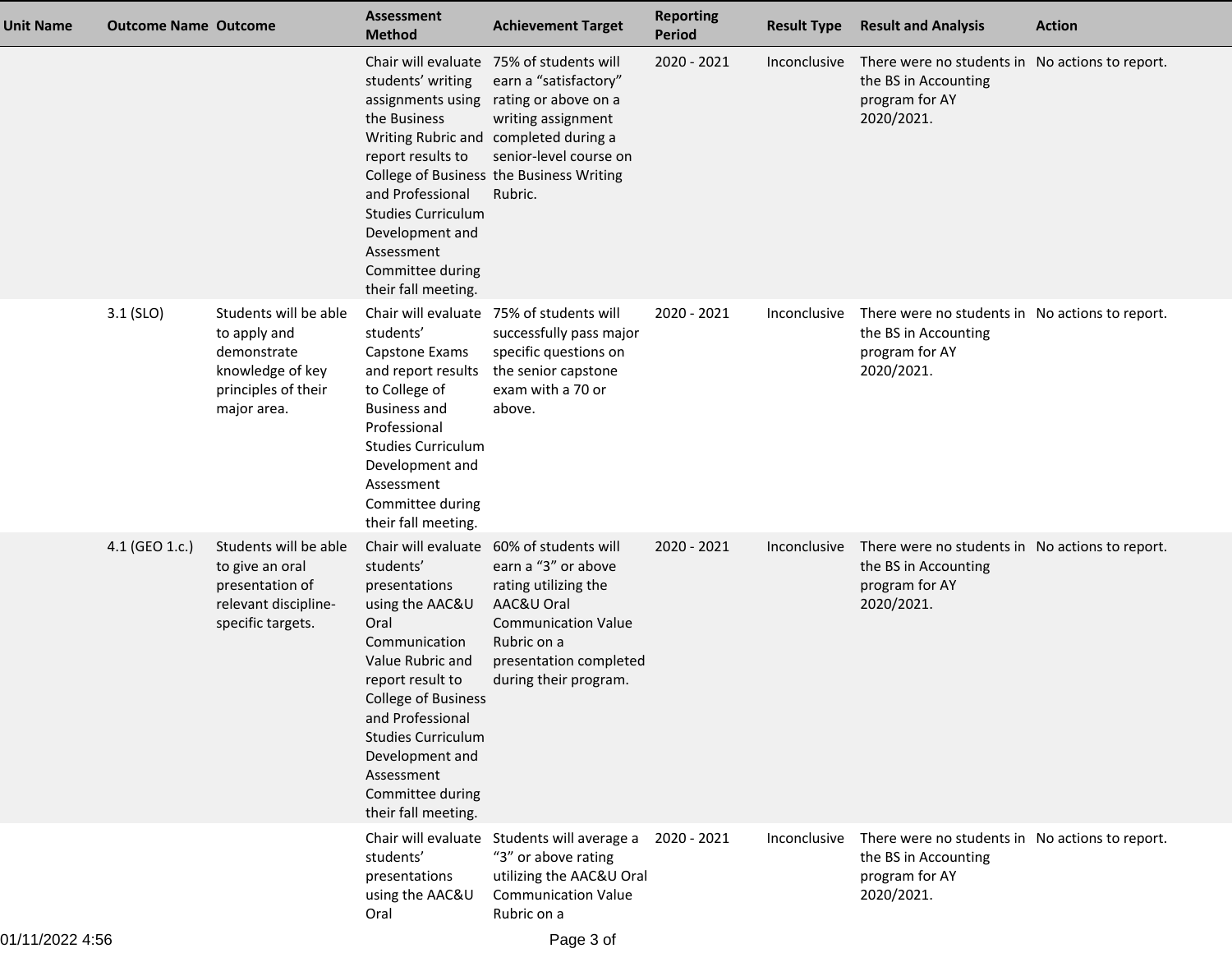| Unit Name | Outcome Name | Outcome | Assessment Method | Achievement Target | Reporting Period | Result Type | Result and Analysis | Action |
|---|---|---|---|---|---|---|---|---|
| | | | Chair will evaluate students' writing assignments using the Business Writing Rubric and report results to College of Business and Professional Studies Curriculum Development and Assessment Committee during their fall meeting. | 75% of students will earn a "satisfactory" rating or above on a writing assignment completed during a senior-level course on the Business Writing Rubric. | 2020 - 2021 | Inconclusive | There were no students in the BS in Accounting program for AY 2020/2021. | No actions to report. |
| | 3.1 (SLO) | Students will be able to apply and demonstrate knowledge of key principles of their major area. | Chair will evaluate students' Capstone Exams and report results to College of Business and Professional Studies Curriculum Development and Assessment Committee during their fall meeting. | 75% of students will successfully pass major specific questions on the senior capstone exam with a 70 or above. | 2020 - 2021 | Inconclusive | There were no students in the BS in Accounting program for AY 2020/2021. | No actions to report. |
| | 4.1 (GEO 1.c.) | Students will be able to give an oral presentation of relevant discipline-specific targets. | Chair will evaluate students' presentations using the AAC&U Oral Communication Value Rubric and report result to College of Business and Professional Studies Curriculum Development and Assessment Committee during their fall meeting. | 60% of students will earn a "3" or above rating utilizing the AAC&U Oral Communication Value Rubric on a presentation completed during their program. | 2020 - 2021 | Inconclusive | There were no students in the BS in Accounting program for AY 2020/2021. | No actions to report. |
| | | | Chair will evaluate students' presentations using the AAC&U Oral | Students will average a "3" or above rating utilizing the AAC&U Oral Communication Value Rubric on a | 2020 - 2021 | Inconclusive | There were no students in the BS in Accounting program for AY 2020/2021. | No actions to report. |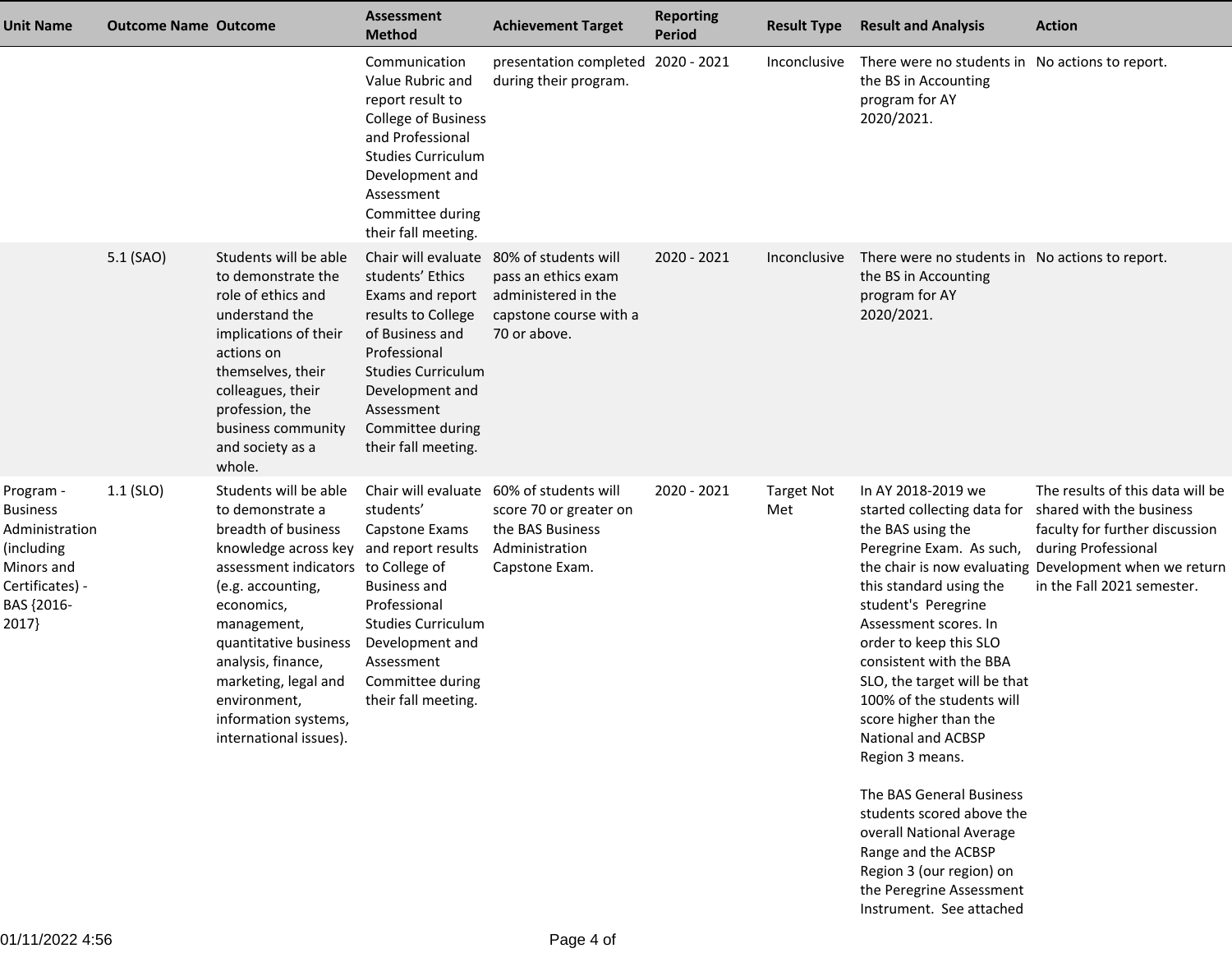| Unit Name | Outcome Name | Outcome | Assessment Method | Achievement Target | Reporting Period | Result Type | Result and Analysis | Action |
|---|---|---|---|---|---|---|---|---|
| | | | Communication Value Rubric and report result to College of Business and Professional Studies Curriculum Development and Assessment Committee during their fall meeting. | presentation completed during their program. | 2020 - 2021 | Inconclusive | There were no students in the BS in Accounting program for AY 2020/2021. | No actions to report. |
| | 5.1 (SAO) | Students will be able to demonstrate the role of ethics and understand the implications of their actions on themselves, their colleagues, their profession, the business community and society as a whole. | Chair will evaluate students' Ethics Exams and report results to College of Business and Professional Studies Curriculum Development and Assessment Committee during their fall meeting. | 80% of students will pass an ethics exam administered in the capstone course with a 70 or above. | 2020 - 2021 | Inconclusive | There were no students in the BS in Accounting program for AY 2020/2021. | No actions to report. |
| Program - Business Administration (including Minors and Certificates) - BAS {2016-2017} | 1.1 (SLO) | Students will be able to demonstrate a breadth of business knowledge across key assessment indicators (e.g. accounting, economics, management, quantitative business analysis, finance, marketing, legal and environment, information systems, international issues). | Chair will evaluate students' Capstone Exams and report results to College of Business and Professional Studies Curriculum Development and Assessment Committee during their fall meeting. | 60% of students will score 70 or greater on the BAS Business Administration Capstone Exam. | 2020 - 2021 | Target Not Met | In AY 2018-2019 we started collecting data for the BAS using the Peregrine Exam. As such, the chair is now evaluating this standard using the student's Peregrine Assessment scores. In order to keep this SLO consistent with the BBA SLO, the target will be that 100% of the students will score higher than the National and ACBSP Region 3 means.<br><br>The BAS General Business students scored above the overall National Average Range and the ACBSP Region 3 (our region) on the Peregrine Assessment Instrument. See attached | The results of this data will be shared with the business faculty for further discussion during Professional Development when we return in the Fall 2021 semester. |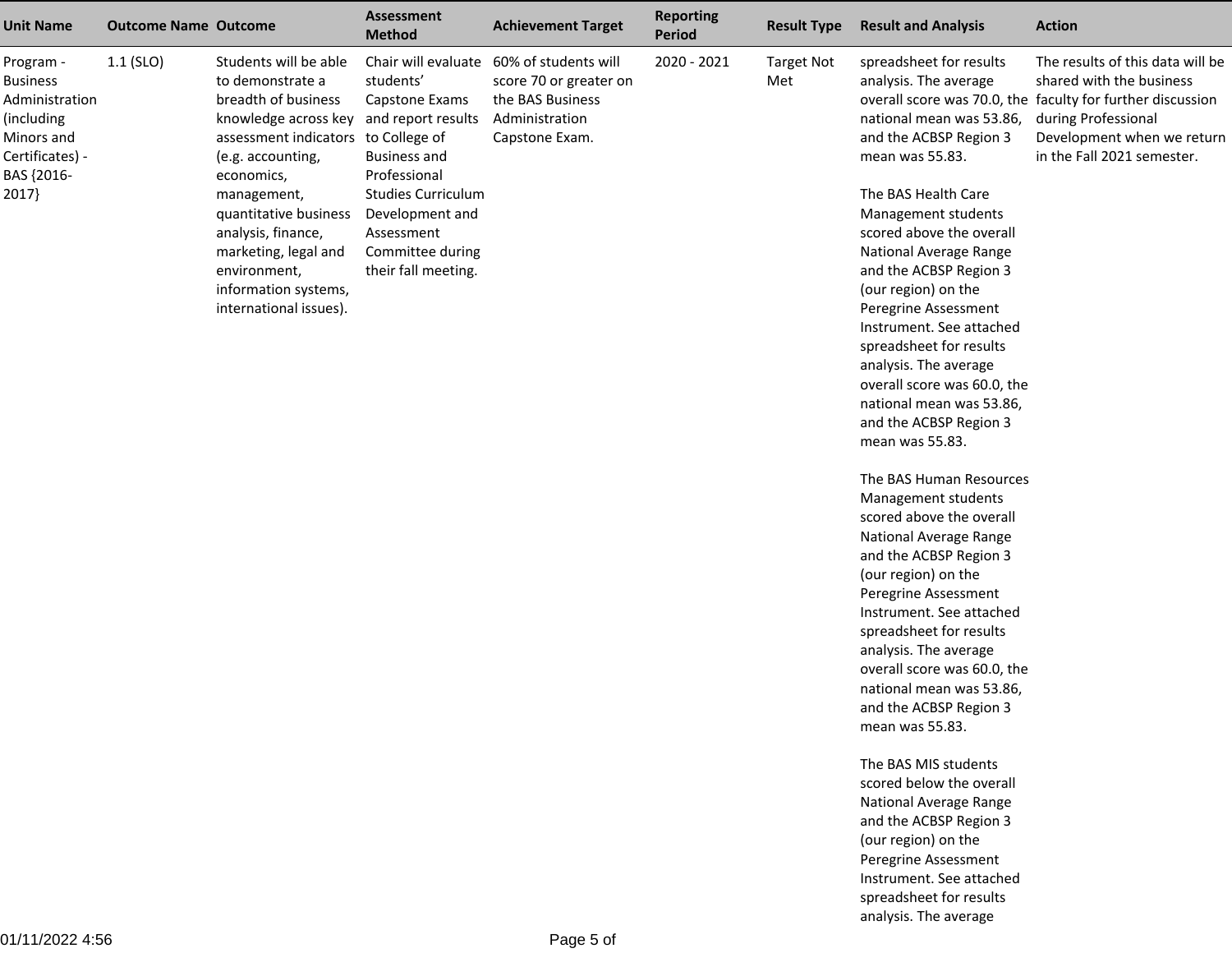| Unit Name | Outcome Name | Outcome | Assessment Method | Achievement Target | Reporting Period | Result Type | Result and Analysis | Action |
|---|---|---|---|---|---|---|---|---|
| Program - Business Administration (including Minors and Certificates) - BAS {2016-2017} | 1.1 (SLO) | Students will be able to demonstrate a breadth of business knowledge across key assessment indicators (e.g. accounting, economics, management, quantitative business analysis, finance, marketing, legal and environment, information systems, international issues). | Chair will evaluate students' Capstone Exams and report results to College of Business and Professional Studies Curriculum Development and Assessment Committee during their fall meeting. | 60% of students will score 70 or greater on the BAS Business Administration Capstone Exam. | 2020 - 2021 | Target Not Met | spreadsheet for results analysis. The average overall score was 70.0, the national mean was 53.86, and the ACBSP Region 3 mean was 55.83.<br><br>The BAS Health Care Management students scored above the overall National Average Range and the ACBSP Region 3 (our region) on the Peregrine Assessment Instrument. See attached spreadsheet for results analysis. The average overall score was 60.0, the national mean was 53.86, and the ACBSP Region 3 mean was 55.83.<br><br>The BAS Human Resources Management students scored above the overall National Average Range and the ACBSP Region 3 (our region) on the Peregrine Assessment Instrument. See attached spreadsheet for results analysis. The average overall score was 60.0, the national mean was 53.86, and the ACBSP Region 3 mean was 55.83.<br><br>The BAS MIS students scored below the overall National Average Range and the ACBSP Region 3 (our region) on the Peregrine Assessment Instrument. See attached spreadsheet for results analysis. The average | The results of this data will be shared with the business faculty for further discussion during Professional Development when we return in the Fall 2021 semester. |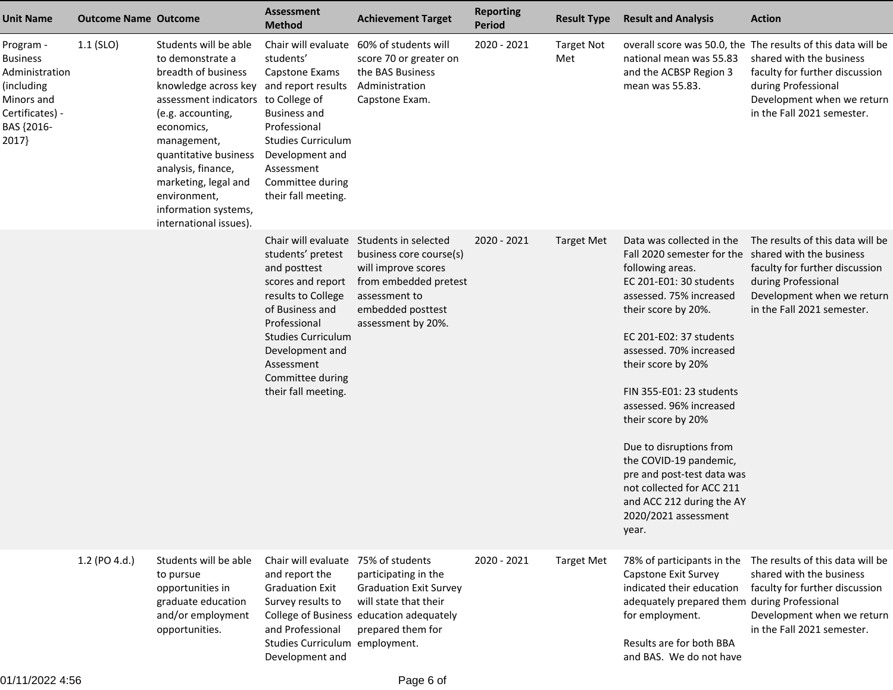| Unit Name | Outcome Name | Outcome | Assessment Method | Achievement Target | Reporting Period | Result Type | Result and Analysis | Action |
|---|---|---|---|---|---|---|---|---|
| Program - Business Administration (including Minors and Certificates) - BAS {2016-2017} | 1.1 (SLO) | Students will be able to demonstrate a breadth of business knowledge across key assessment indicators (e.g. accounting, economics, management, quantitative business analysis, finance, marketing, legal and environment, information systems, international issues). | Chair will evaluate students' Capstone Exams and report results to College of Business and Professional Studies Curriculum Development and Assessment Committee during their fall meeting. | 60% of students will score 70 or greater on the BAS Business Administration Capstone Exam. | 2020 - 2021 | Target Not Met | overall score was 50.0, the national mean was 55.83 and the ACBSP Region 3 mean was 55.83. | The results of this data will be shared with the business faculty for further discussion during Professional Development when we return in the Fall 2021 semester. |
| | | | Chair will evaluate students' pretest and posttest scores and report results to College of Business and Professional Studies Curriculum Development and Assessment Committee during their fall meeting. | Students in selected business core course(s) will improve scores from embedded pretest assessment to embedded posttest assessment by 20%. | 2020 - 2021 | Target Met | Data was collected in the Fall 2020 semester for the following areas.<br>EC 201-E01: 30 students assessed. 75% increased their score by 20%.<br><br>EC 201-E02: 37 students assessed. 70% increased their score by 20%<br><br>FIN 355-E01: 23 students assessed. 96% increased their score by 20%<br><br>Due to disruptions from the COVID-19 pandemic, pre and post-test data was not collected for ACC 211 and ACC 212 during the AY 2020/2021 assessment year. | The results of this data will be shared with the business faculty for further discussion during Professional Development when we return in the Fall 2021 semester. |
| | 1.2 (PO 4.d.) | Students will be able to pursue opportunities in graduate education and/or employment opportunities. | Chair will evaluate and report the Graduation Exit Survey results to College of Business and Professional Studies Curriculum Development and | 75% of students participating in the Graduation Exit Survey will state that their education adequately prepared them for employment. | 2020 - 2021 | Target Met | 78% of participants in the Capstone Exit Survey indicated their education adequately prepared them for employment.<br><br>Results are for both BBA and BAS. We do not have | The results of this data will be shared with the business faculty for further discussion during Professional Development when we return in the Fall 2021 semester. |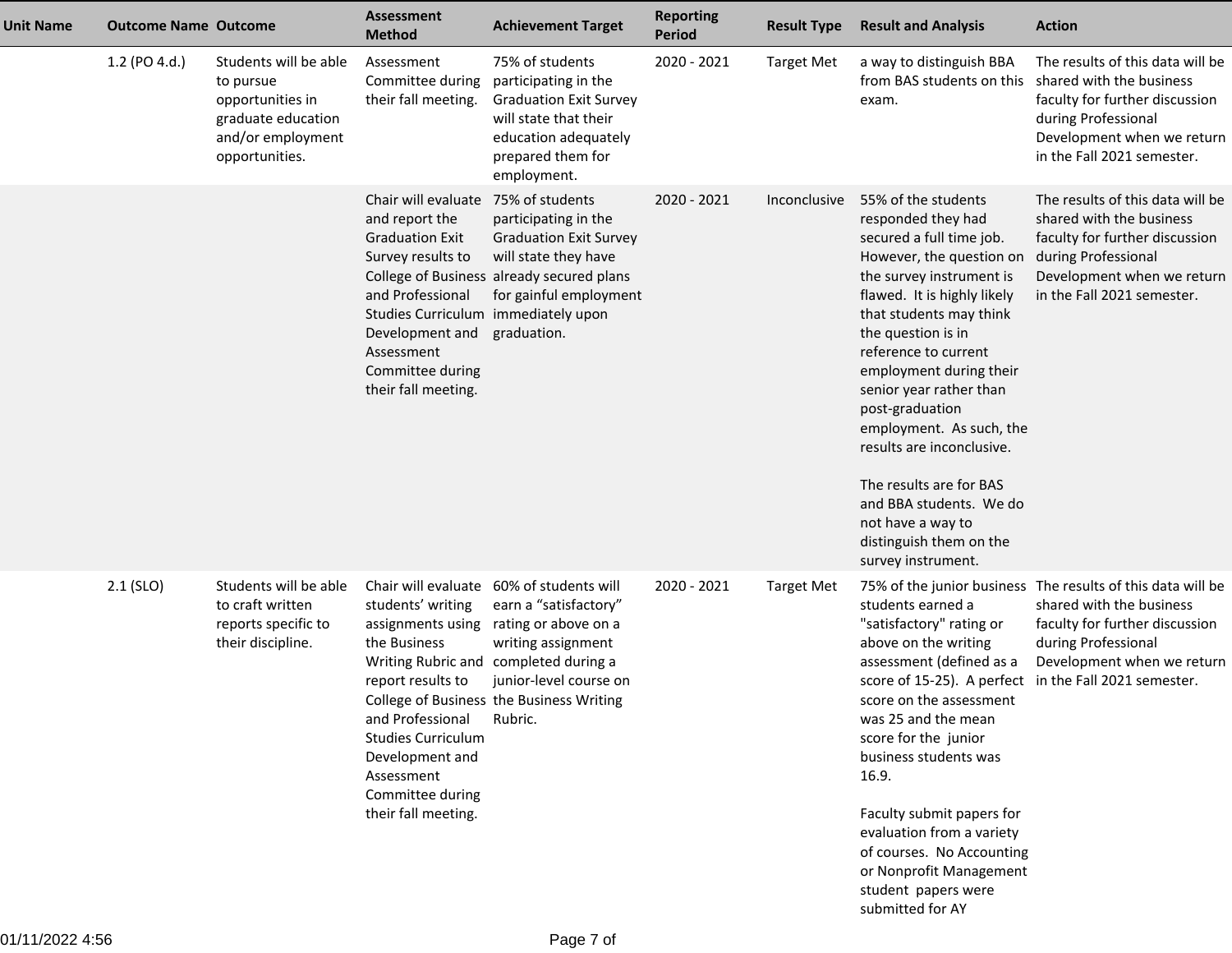| Unit Name | Outcome Name | Outcome | Assessment Method | Achievement Target | Reporting Period | Result Type | Result and Analysis | Action |
|---|---|---|---|---|---|---|---|---|
| | 1.2 (PO 4.d.) | Students will be able to pursue opportunities in graduate education and/or employment opportunities. | Assessment Committee during their fall meeting. | 75% of students participating in the Graduation Exit Survey will state that their education adequately prepared them for employment. | 2020 - 2021 | Target Met | a way to distinguish BBA from BAS students on this exam. | The results of this data will be shared with the business faculty for further discussion during Professional Development when we return in the Fall 2021 semester. |
| | | | Chair will evaluate and report the Graduation Exit Survey results to College of Business and Professional Studies Curriculum Development and Assessment Committee during their fall meeting. | 75% of students participating in the Graduation Exit Survey will state they have already secured plans for gainful employment immediately upon graduation. | 2020 - 2021 | Inconclusive | 55% of the students responded they had secured a full time job. However, the question on the survey instrument is flawed. It is highly likely that students may think the question is in reference to current employment during their senior year rather than post-graduation employment. As such, the results are inconclusive.<br><br>The results are for BAS and BBA students. We do not have a way to distinguish them on the survey instrument. | The results of this data will be shared with the business faculty for further discussion during Professional Development when we return in the Fall 2021 semester. |
| | 2.1 (SLO) | Students will be able to craft written reports specific to their discipline. | Chair will evaluate students' writing assignments using the Business Writing Rubric and report results to College of Business and Professional Studies Curriculum Development and Assessment Committee during their fall meeting. | 60% of students will earn a "satisfactory" rating or above on a writing assignment completed during a junior-level course on the Business Writing Rubric. | 2020 - 2021 | Target Met | 75% of the junior business students earned a "satisfactory" rating or above on the writing assessment (defined as a score of 15-25). A perfect score on the assessment was 25 and the mean score for the junior business students was 16.9.<br><br>Faculty submit papers for evaluation from a variety of courses. No Accounting or Nonprofit Management student papers were submitted for AY | The results of this data will be shared with the business faculty for further discussion during Professional Development when we return in the Fall 2021 semester. |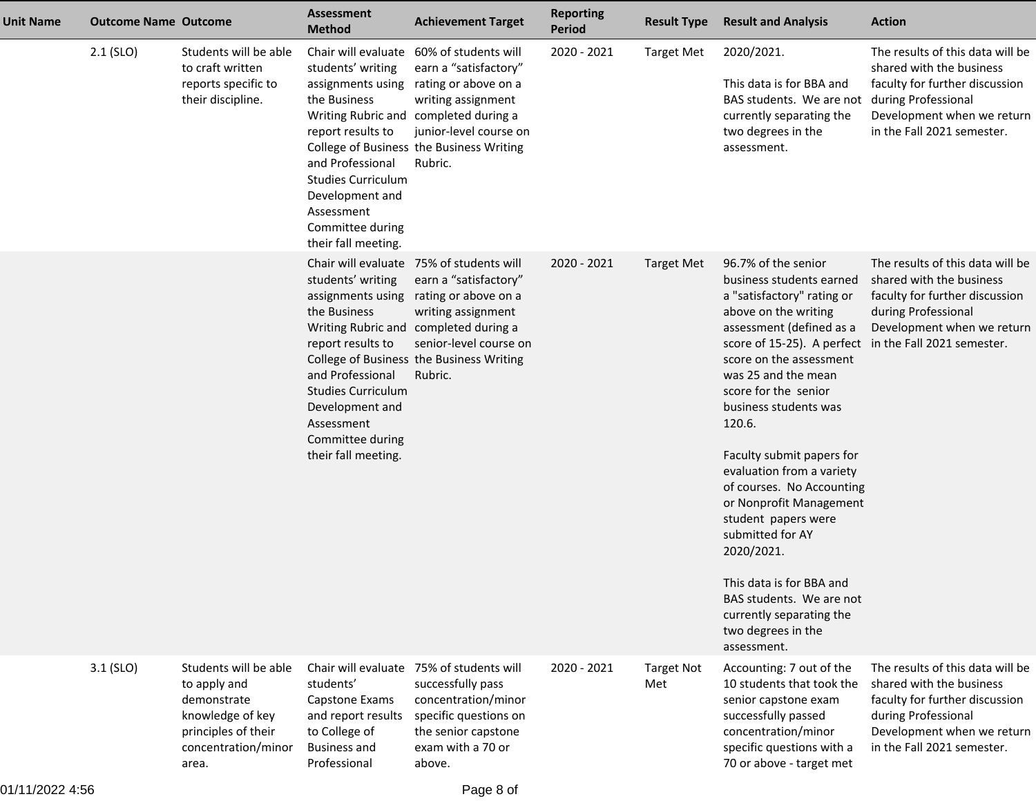| Unit Name | Outcome Name | Outcome | Assessment Method | Achievement Target | Reporting Period | Result Type | Result and Analysis | Action |
|---|---|---|---|---|---|---|---|---|
| | 2.1 (SLO) | Students will be able to craft written reports specific to their discipline. | Chair will evaluate students' writing assignments using the Business Writing Rubric and report results to College of Business and Professional Studies Curriculum Development and Assessment Committee during their fall meeting. | 60% of students will earn a "satisfactory" rating or above on a writing assignment completed during a junior-level course on the Business Writing Rubric. | 2020 - 2021 | Target Met | 2020/2021.<br><br>This data is for BBA and BAS students. We are not currently separating the two degrees in the assessment. | The results of this data will be shared with the business faculty for further discussion during Professional Development when we return in the Fall 2021 semester. |
| | | | Chair will evaluate students' writing assignments using the Business Writing Rubric and report results to College of Business and Professional Studies Curriculum Development and Assessment Committee during their fall meeting. | 75% of students will earn a "satisfactory" rating or above on a writing assignment completed during a senior-level course on the Business Writing Rubric. | 2020 - 2021 | Target Met | 96.7% of the senior business students earned a "satisfactory" rating or above on the writing assessment (defined as a score of 15-25). A perfect score on the assessment was 25 and the mean score for the senior business students was 120.6.<br><br>Faculty submit papers for evaluation from a variety of courses. No Accounting or Nonprofit Management student papers were submitted for AY 2020/2021.<br><br>This data is for BBA and BAS students. We are not currently separating the two degrees in the assessment. | The results of this data will be shared with the business faculty for further discussion during Professional Development when we return in the Fall 2021 semester. |
| | 3.1 (SLO) | Students will be able to apply and demonstrate knowledge of key principles of their concentration/minor area. | Chair will evaluate students' Capstone Exams and report results to College of Business and Professional | 75% of students will successfully pass concentration/minor specific questions on the senior capstone exam with a 70 or above. | 2020 - 2021 | Target Not Met | Accounting: 7 out of the 10 students that took the senior capstone exam successfully passed concentration/minor specific questions with a 70 or above - target met | The results of this data will be shared with the business faculty for further discussion during Professional Development when we return in the Fall 2021 semester. |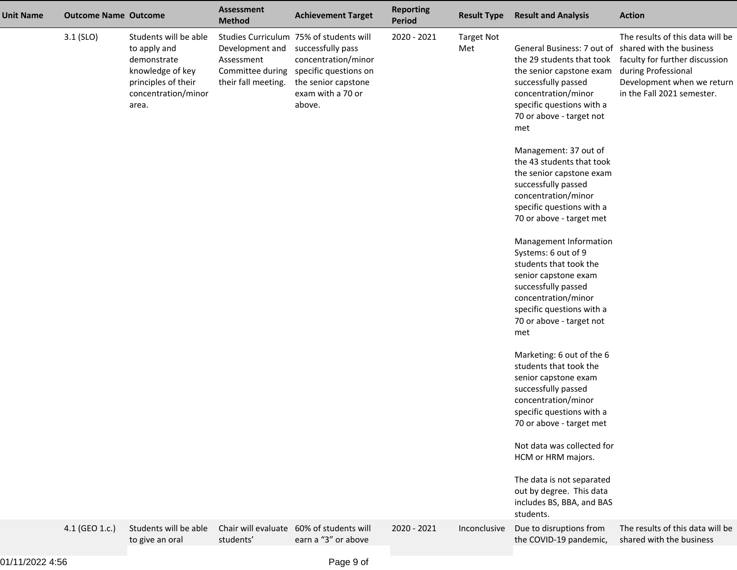| Unit Name | Outcome Name | Outcome | Assessment Method | Achievement Target | Reporting Period | Result Type | Result and Analysis | Action |
|---|---|---|---|---|---|---|---|---|
| | 3.1 (SLO) | Students will be able to apply and demonstrate knowledge of key principles of their concentration/minor area. | Studies Curriculum Development and Assessment Committee during their fall meeting. | 75% of students will successfully pass concentration/minor specific questions on the senior capstone exam with a 70 or above. | 2020 - 2021 | Target Not Met | General Business: 7 out of the 29 students that took the senior capstone exam successfully passed concentration/minor specific questions with a 70 or above - target not met<br><br>Management: 37 out of the 43 students that took the senior capstone exam successfully passed concentration/minor specific questions with a 70 or above - target met<br><br>Management Information Systems: 6 out of 9 students that took the senior capstone exam successfully passed concentration/minor specific questions with a 70 or above - target not met<br><br>Marketing: 6 out of the 6 students that took the senior capstone exam successfully passed concentration/minor specific questions with a 70 or above - target met<br><br>Not data was collected for HCM or HRM majors.<br><br>The data is not separated out by degree. This data includes BS, BBA, and BAS students. | The results of this data will be shared with the business faculty for further discussion during Professional Development when we return in the Fall 2021 semester. |
| | 4.1 (GEO 1.c.) | Students will be able to give an oral | Chair will evaluate students' | 60% of students will earn a “3” or above | 2020 - 2021 | Inconclusive | Due to disruptions from the COVID-19 pandemic, | The results of this data will be shared with the business |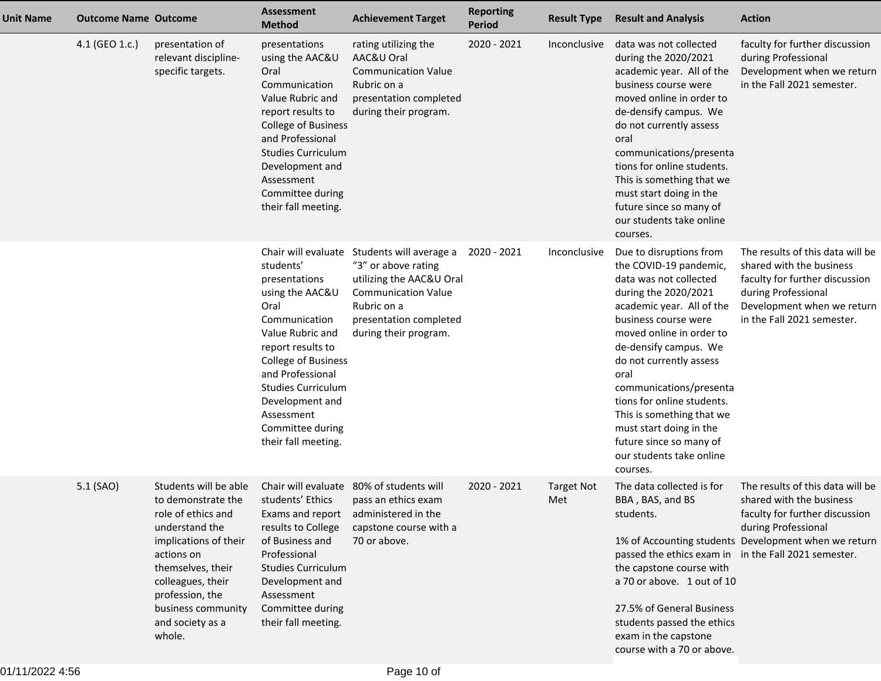| Unit Name | Outcome Name | Outcome | Assessment Method | Achievement Target | Reporting Period | Result Type | Result and Analysis | Action |
|---|---|---|---|---|---|---|---|---|
| | 4.1 (GEO 1.c.) | presentation of relevant discipline-specific targets. | presentations using the AAC&U Oral Communication Value Rubric and report results to College of Business and Professional Studies Curriculum Development and Assessment Committee during their fall meeting. | rating utilizing the AAC&U Oral Communication Value Rubric on a presentation completed during their program. | 2020 - 2021 | Inconclusive | data was not collected during the 2020/2021 academic year. All of the business course were moved online in order to de-densify campus. We do not currently assess oral communications/presentations for online students. This is something that we must start doing in the future since so many of our students take online courses. | faculty for further discussion during Professional Development when we return in the Fall 2021 semester. |
| | | | Chair will evaluate students' presentations using the AAC&U Oral Communication Value Rubric and report results to College of Business and Professional Studies Curriculum Development and Assessment Committee during their fall meeting. | Students will average a "3" or above rating utilizing the AAC&U Oral Communication Value Rubric on a presentation completed during their program. | 2020 - 2021 | Inconclusive | Due to disruptions from the COVID-19 pandemic, data was not collected during the 2020/2021 academic year. All of the business course were moved online in order to de-densify campus. We do not currently assess oral communications/presentations for online students. This is something that we must start doing in the future since so many of our students take online courses. | The results of this data will be shared with the business faculty for further discussion during Professional Development when we return in the Fall 2021 semester. |
| | 5.1 (SAO) | Students will be able to demonstrate the role of ethics and understand the implications of their actions on themselves, their colleagues, their profession, the business community and society as a whole. | Chair will evaluate students' Ethics Exams and report results to College of Business and Professional Studies Curriculum Development and Assessment Committee during their fall meeting. | 80% of students will pass an ethics exam administered in the capstone course with a 70 or above. | 2020 - 2021 | Target Not Met | The data collected is for BBA , BAS, and BS students.<br><br>1% of Accounting students passed the ethics exam in the capstone course with a 70 or above. 1 out of 10<br><br>27.5% of General Business students passed the ethics exam in the capstone course with a 70 or above. | The results of this data will be shared with the business faculty for further discussion during Professional Development when we return in the Fall 2021 semester. |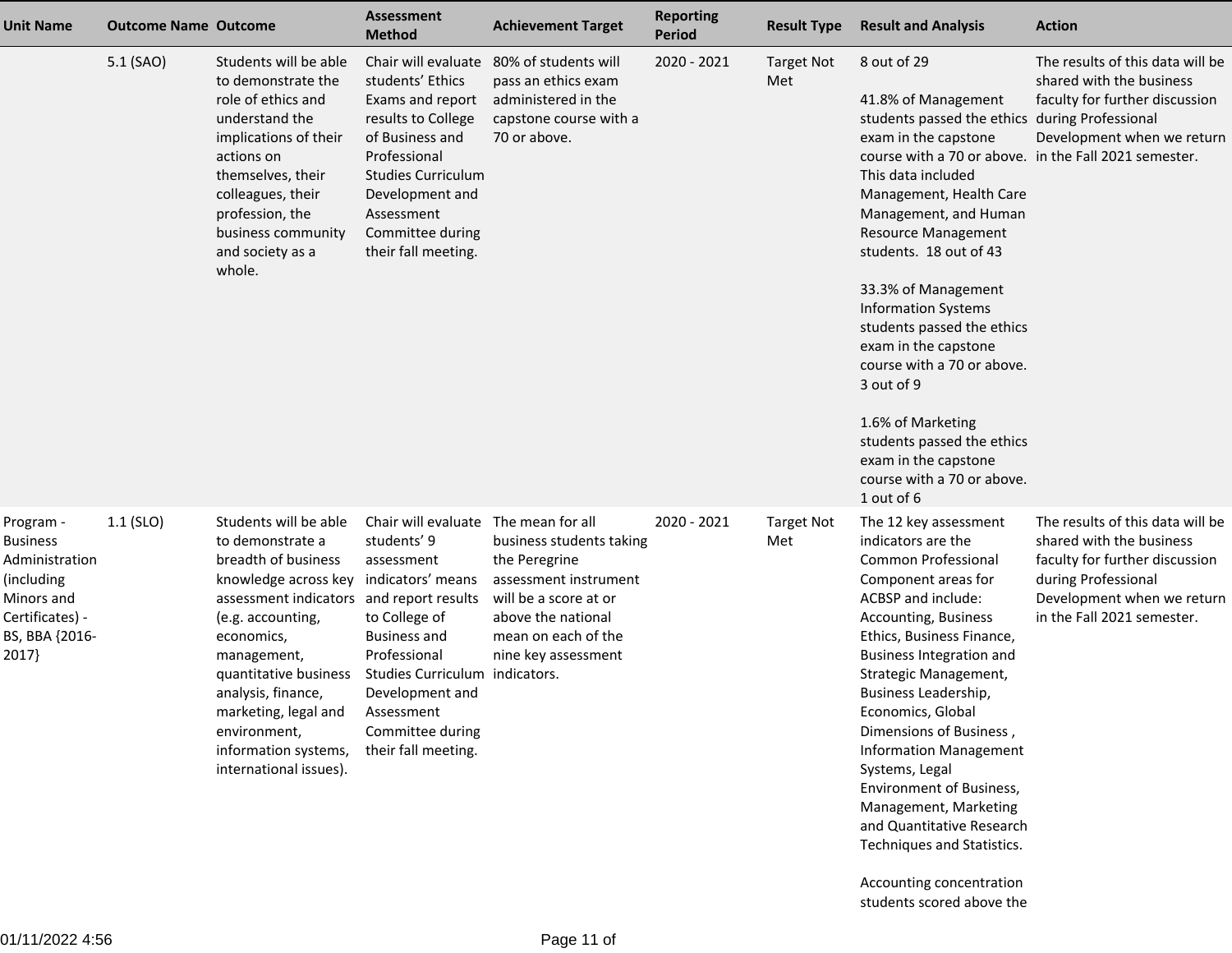| Unit Name | Outcome Name | Outcome | Assessment Method | Achievement Target | Reporting Period | Result Type | Result and Analysis | Action |
|---|---|---|---|---|---|---|---|---|
| | 5.1 (SAO) | Students will be able to demonstrate the role of ethics and understand the implications of their actions on themselves, their colleagues, their profession, the business community and society as a whole. | Chair will evaluate students' Ethics Exams and report results to College of Business and Professional Studies Curriculum Development and Assessment Committee during their fall meeting. | 80% of students will pass an ethics exam administered in the capstone course with a 70 or above. | 2020 - 2021 | Target Not Met | 8 out of 29<br><br>41.8% of Management students passed the ethics exam in the capstone course with a 70 or above. This data included Management, Health Care Management, and Human Resource Management students. 18 out of 43<br><br>33.3% of Management Information Systems students passed the ethics exam in the capstone course with a 70 or above. 3 out of 9<br><br>1.6% of Marketing students passed the ethics exam in the capstone course with a 70 or above. 1 out of 6 | The results of this data will be shared with the business faculty for further discussion during Professional Development when we return in the Fall 2021 semester. |
| Program - Business Administration (including Minors and Certificates) - BS, BBA {2016-2017} | 1.1 (SLO) | Students will be able to demonstrate a breadth of business knowledge across key assessment indicators (e.g. accounting, economics, management, quantitative business analysis, finance, marketing, legal and environment, information systems, international issues). | Chair will evaluate students' 9 assessment indicators' means and report results to College of Business and Professional Studies Curriculum Development and Assessment Committee during their fall meeting. | The mean for all business students taking the Peregrine assessment instrument will be a score at or above the national mean on each of the nine key assessment indicators. | 2020 - 2021 | Target Not Met | The 12 key assessment indicators are the Common Professional Component areas for ACBSP and include: Accounting, Business Ethics, Business Finance, Business Integration and Strategic Management, Business Leadership, Economics, Global Dimensions of Business , Information Management Systems, Legal Environment of Business, Management, Marketing and Quantitative Research Techniques and Statistics.<br><br>Accounting concentration students scored above the | The results of this data will be shared with the business faculty for further discussion during Professional Development when we return in the Fall 2021 semester. |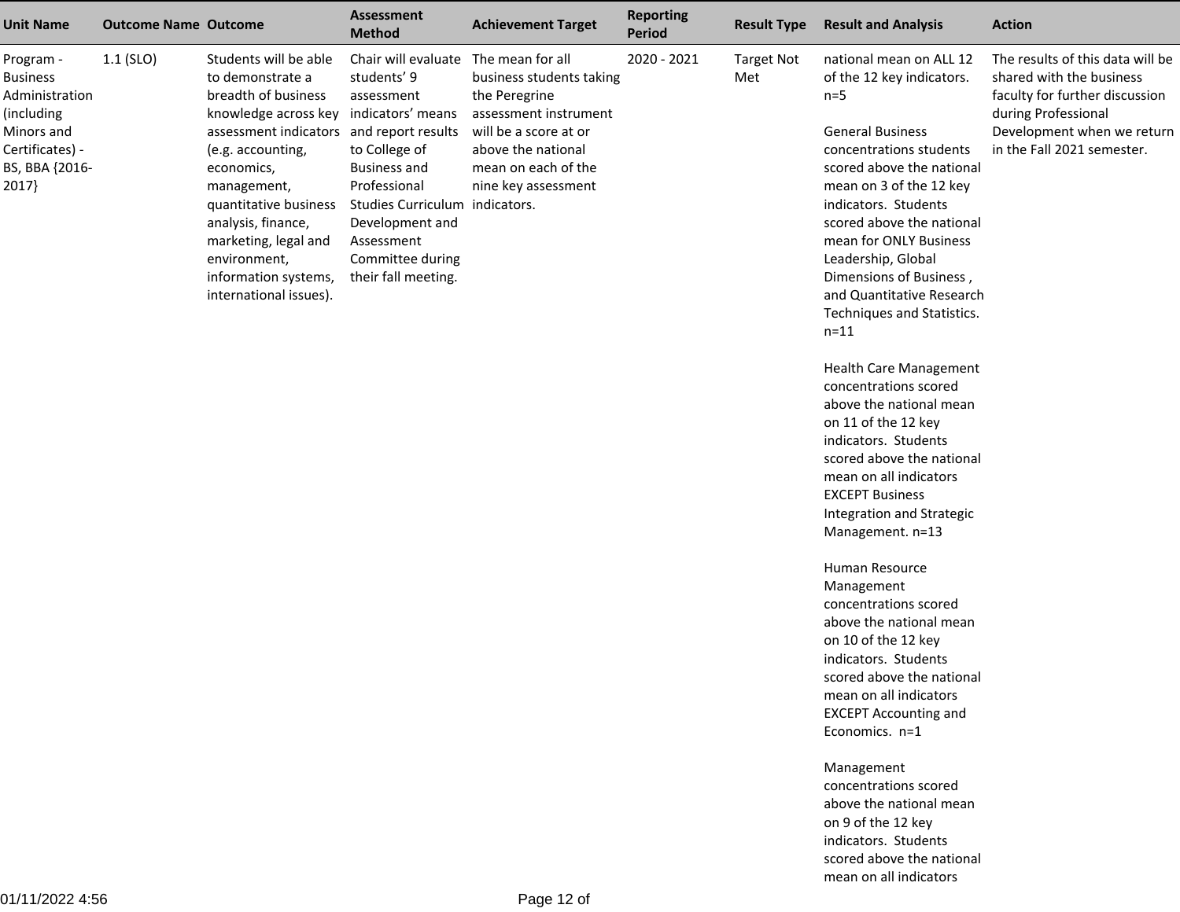| Unit Name | Outcome Name | Outcome | Assessment Method | Achievement Target | Reporting Period | Result Type | Result and Analysis | Action |
|---|---|---|---|---|---|---|---|---|
| Program - Business Administration (including Minors and Certificates) - BS, BBA {2016-2017} | 1.1 (SLO) | Students will be able to demonstrate a breadth of business knowledge across key assessment indicators (e.g. accounting, economics, management, quantitative business analysis, finance, marketing, legal and environment, information systems, international issues). | Chair will evaluate students' 9 assessment indicators' means and report results to College of Business and Professional Studies Curriculum Development and Assessment Committee during their fall meeting. | The mean for all business students taking the Peregrine assessment instrument will be a score at or above the national mean on each of the nine key assessment indicators. | 2020 - 2021 | Target Not Met | national mean on ALL 12 of the 12 key indicators. n=5<br><br>General Business concentrations students scored above the national mean on 3 of the 12 key indicators. Students scored above the national mean for ONLY Business Leadership, Global Dimensions of Business , and Quantitative Research Techniques and Statistics. n=11<br><br>Health Care Management concentrations scored above the national mean on 11 of the 12 key indicators. Students scored above the national mean on all indicators EXCEPT Business Integration and Strategic Management. n=13<br><br>Human Resource Management concentrations scored above the national mean on 10 of the 12 key indicators. Students scored above the national mean on all indicators EXCEPT Accounting and Economics. n=1<br><br>Management concentrations scored above the national mean on 9 of the 12 key indicators. Students scored above the national mean on all indicators | The results of this data will be shared with the business faculty for further discussion during Professional Development when we return in the Fall 2021 semester. |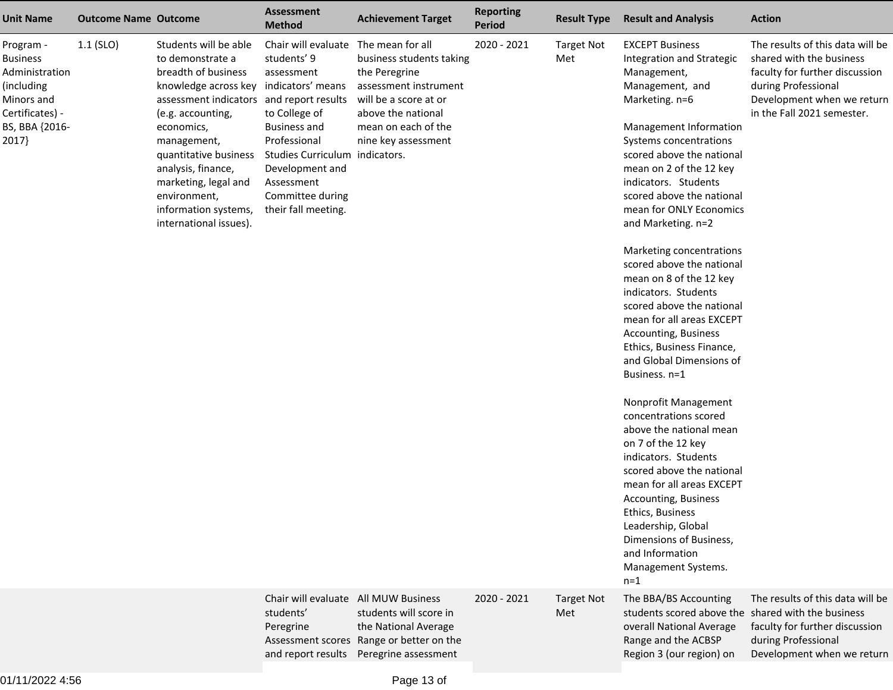| Unit Name | Outcome Name | Outcome | Assessment Method | Achievement Target | Reporting Period | Result Type | Result and Analysis | Action |
|---|---|---|---|---|---|---|---|---|
| Program - Business Administration (including Minors and Certificates) - BS, BBA {2016-2017} | 1.1 (SLO) | Students will be able to demonstrate a breadth of business knowledge across key assessment indicators (e.g. accounting, economics, management, quantitative business analysis, finance, marketing, legal and environment, information systems, international issues). | Chair will evaluate students' 9 assessment indicators' means and report results to College of Business and Professional Studies Curriculum Development and Assessment Committee during their fall meeting. | The mean for all business students taking the Peregrine assessment instrument will be a score at or above the national mean on each of the nine key assessment indicators. | 2020 - 2021 | Target Not Met | EXCEPT Business Integration and Strategic Management, Management, and Marketing. n=6<br><br>Management Information Systems concentrations scored above the national mean on 2 of the 12 key indicators. Students scored above the national mean for ONLY Economics and Marketing. n=2<br><br>Marketing concentrations scored above the national mean on 8 of the 12 key indicators. Students scored above the national mean for all areas EXCEPT Accounting, Business Ethics, Business Finance, and Global Dimensions of Business. n=1<br><br>Nonprofit Management concentrations scored above the national mean on 7 of the 12 key indicators. Students scored above the national mean for all areas EXCEPT Accounting, Business Ethics, Business Leadership, Global Dimensions of Business, and Information Management Systems. n=1 | The results of this data will be shared with the business faculty for further discussion during Professional Development when we return in the Fall 2021 semester. |
| | | | Chair will evaluate students' Peregrine Assessment scores and report results | All MUW Business students will score in the National Average Range or better on the Peregrine assessment | 2020 - 2021 | Target Not Met | The BBA/BS Accounting students scored above the overall National Average Range and the ACBSP Region 3 (our region) on | The results of this data will be shared with the business faculty for further discussion during Professional Development when we return |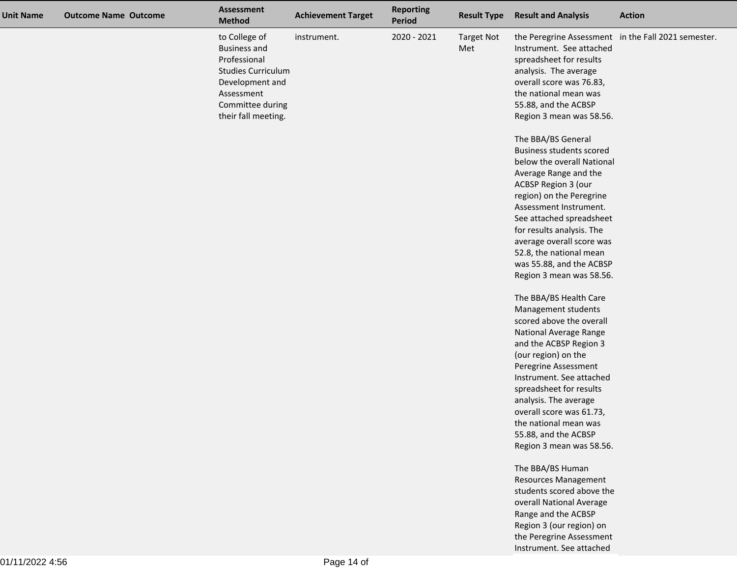| Unit Name | Outcome Name | Outcome | Assessment Method | Achievement Target | Reporting Period | Result Type | Result and Analysis | Action |
|---|---|---|---|---|---|---|---|---|
| | | | to College of Business and Professional Studies Curriculum Development and Assessment Committee during their fall meeting. | instrument. | 2020 - 2021 | Target Not Met | the Peregrine Assessment Instrument. See attached spreadsheet for results analysis. The average overall score was 76.83, the national mean was 55.88, and the ACBSP Region 3 mean was 58.56.<br><br>The BBA/BS General Business students scored below the overall National Average Range and the ACBSP Region 3 (our region) on the Peregrine Assessment Instrument. See attached spreadsheet for results analysis. The average overall score was 52.8, the national mean was 55.88, and the ACBSP Region 3 mean was 58.56.<br><br>The BBA/BS Health Care Management students scored above the overall National Average Range and the ACBSP Region 3 (our region) on the Peregrine Assessment Instrument. See attached spreadsheet for results analysis. The average overall score was 61.73, the national mean was 55.88, and the ACBSP Region 3 mean was 58.56.<br><br>The BBA/BS Human Resources Management students scored above the overall National Average Range and the ACBSP Region 3 (our region) on the Peregrine Assessment Instrument. See attached | in the Fall 2021 semester. |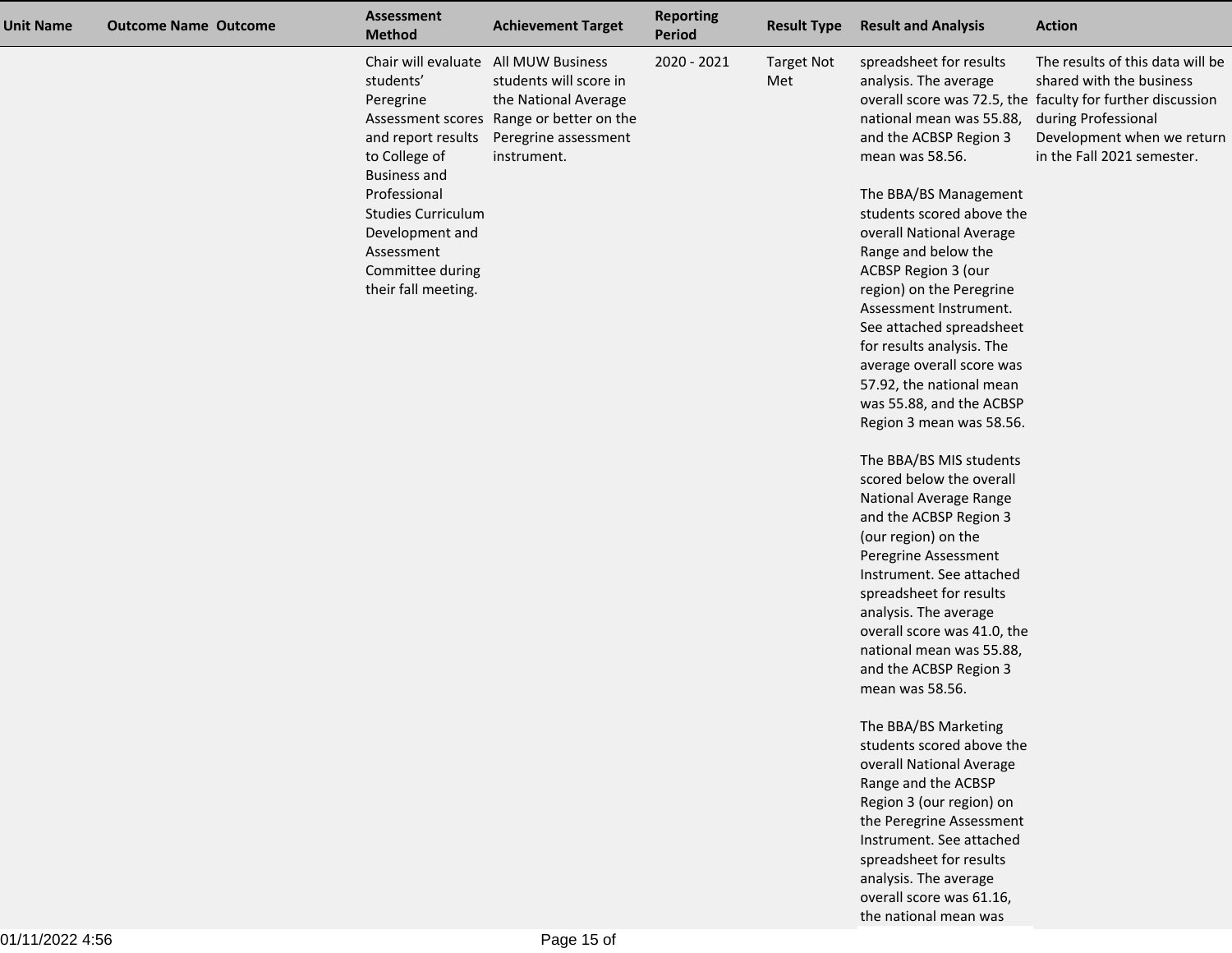| Unit Name | Outcome Name | Outcome | Assessment Method | Achievement Target | Reporting Period | Result Type | Result and Analysis | Action |
|---|---|---|---|---|---|---|---|---|
| | | | Chair will evaluate students' Peregrine Assessment scores and report results to College of Business and Professional Studies Curriculum Development and Assessment Committee during their fall meeting. | All MUW Business students will score in the National Average Range or better on the Peregrine assessment instrument. | 2020 - 2021 | Target Not Met | spreadsheet for results analysis. The average overall score was 72.5, the national mean was 55.88, and the ACBSP Region 3 mean was 58.56.<br><br>The BBA/BS Management students scored above the overall National Average Range and below the ACBSP Region 3 (our region) on the Peregrine Assessment Instrument. See attached spreadsheet for results analysis. The average overall score was 57.92, the national mean was 55.88, and the ACBSP Region 3 mean was 58.56.<br><br>The BBA/BS MIS students scored below the overall National Average Range and the ACBSP Region 3 (our region) on the Peregrine Assessment Instrument. See attached spreadsheet for results analysis. The average overall score was 41.0, the national mean was 55.88, and the ACBSP Region 3 mean was 58.56.<br><br>The BBA/BS Marketing students scored above the overall National Average Range and the ACBSP Region 3 (our region) on the Peregrine Assessment Instrument. See attached spreadsheet for results analysis. The average overall score was 61.16, the national mean was | The results of this data will be shared with the business faculty for further discussion during Professional Development when we return in the Fall 2021 semester. |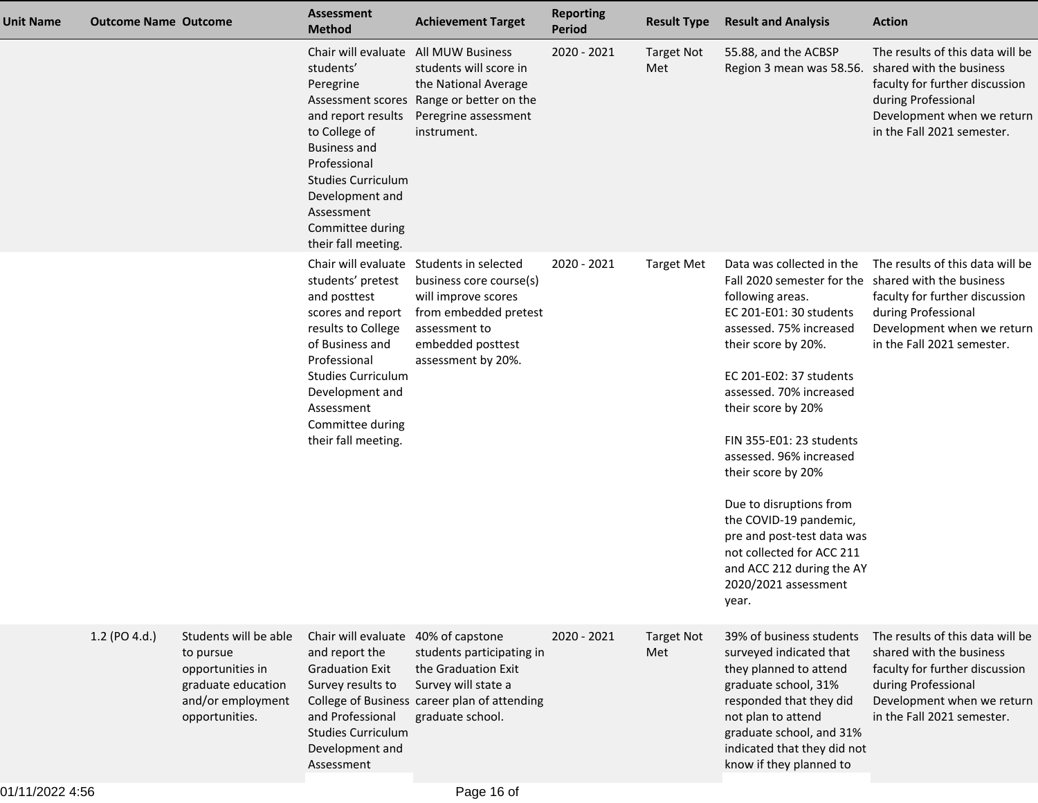| Unit Name | Outcome Name | Outcome | Assessment Method | Achievement Target | Reporting Period | Result Type | Result and Analysis | Action |
|---|---|---|---|---|---|---|---|---|
| | | | Chair will evaluate students' Peregrine Assessment scores and report results to College of Business and Professional Studies Curriculum Development and Assessment Committee during their fall meeting. | All MUW Business students will score in the National Average Range or better on the Peregrine assessment instrument. | 2020 - 2021 | Target Not Met | 55.88, and the ACBSP Region 3 mean was 58.56. | The results of this data will be shared with the business faculty for further discussion during Professional Development when we return in the Fall 2021 semester. |
| | | | Chair will evaluate students' pretest and posttest scores and report results to College of Business and Professional Studies Curriculum Development and Assessment Committee during their fall meeting. | Students in selected business core course(s) will improve scores from embedded pretest assessment to embedded posttest assessment by 20%. | 2020 - 2021 | Target Met | Data was collected in the Fall 2020 semester for the following areas.<br>EC 201-E01: 30 students assessed. 75% increased their score by 20%.<br><br>EC 201-E02: 37 students assessed. 70% increased their score by 20%<br><br>FIN 355-E01: 23 students assessed. 96% increased their score by 20%<br><br>Due to disruptions from the COVID-19 pandemic, pre and post-test data was not collected for ACC 211 and ACC 212 during the AY 2020/2021 assessment year. | The results of this data will be shared with the business faculty for further discussion during Professional Development when we return in the Fall 2021 semester. |
| | 1.2 (PO 4.d.) | Students will be able to pursue opportunities in graduate education and/or employment opportunities. | Chair will evaluate and report the Graduation Exit Survey results to College of Business and Professional Studies Curriculum Development and Assessment | 40% of capstone students participating in the Graduation Exit Survey will state a career plan of attending graduate school. | 2020 - 2021 | Target Not Met | 39% of business students surveyed indicated that they planned to attend graduate school, 31% responded that they did not plan to attend graduate school, and 31% indicated that they did not know if they planned to | The results of this data will be shared with the business faculty for further discussion during Professional Development when we return in the Fall 2021 semester. |

01/11/2022 4:56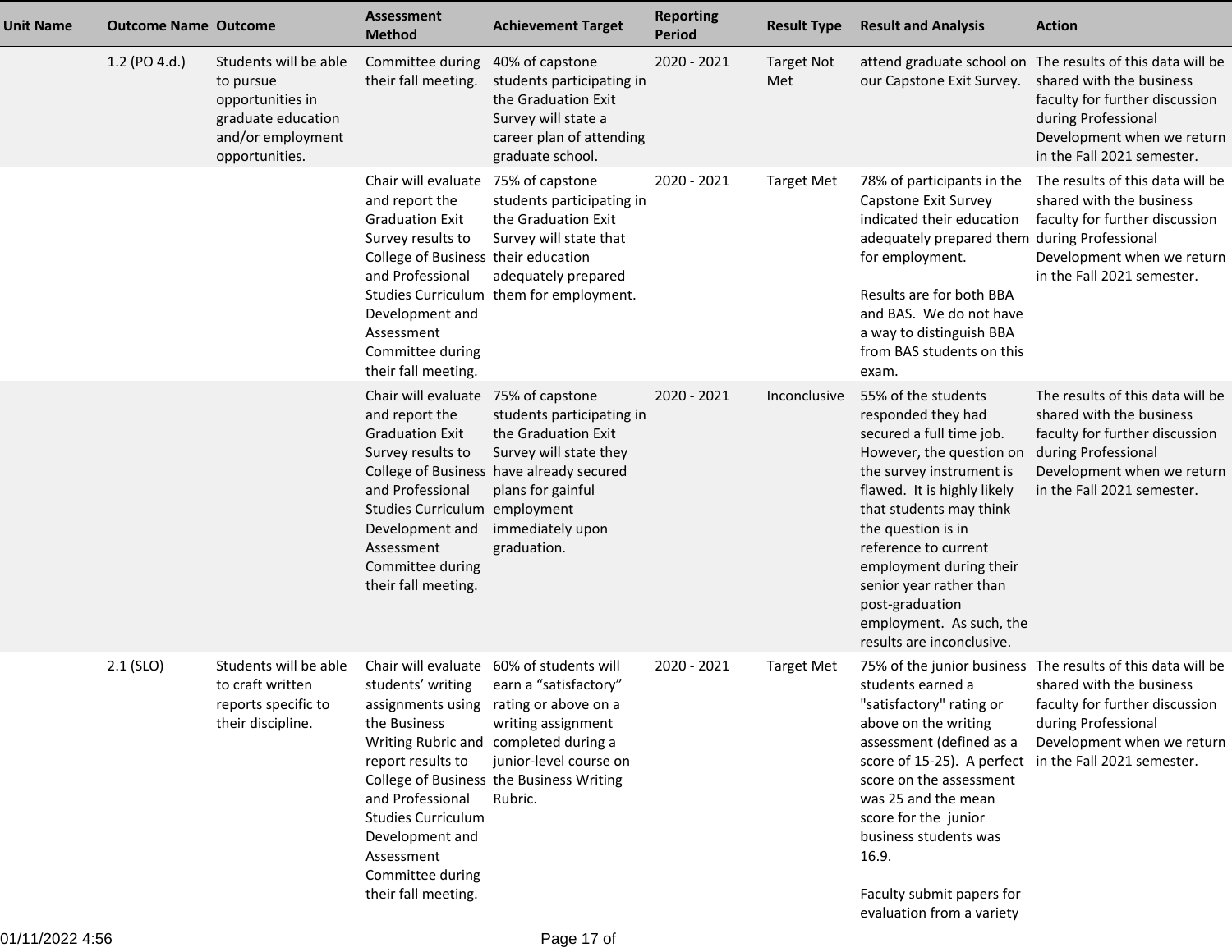| Unit Name | Outcome Name | Outcome | Assessment Method | Achievement Target | Reporting Period | Result Type | Result and Analysis | Action |
|---|---|---|---|---|---|---|---|---|
| | 1.2 (PO 4.d.) | Students will be able to pursue opportunities in graduate education and/or employment opportunities. | Committee during their fall meeting. | 40% of capstone students participating in the Graduation Exit Survey will state a career plan of attending graduate school. | 2020 - 2021 | Target Not Met | attend graduate school on our Capstone Exit Survey. | The results of this data will be shared with the business faculty for further discussion during Professional Development when we return in the Fall 2021 semester. |
| | | | Chair will evaluate and report the Graduation Exit Survey results to College of Business and Professional Studies Curriculum Development and Assessment Committee during their fall meeting. | 75% of capstone students participating in the Graduation Exit Survey will state that their education adequately prepared them for employment. | 2020 - 2021 | Target Met | 78% of participants in the Capstone Exit Survey indicated their education adequately prepared them for employment.<br><br>Results are for both BBA and BAS. We do not have a way to distinguish BBA from BAS students on this exam. | The results of this data will be shared with the business faculty for further discussion during Professional Development when we return in the Fall 2021 semester. |
| | | | Chair will evaluate and report the Graduation Exit Survey results to College of Business and Professional Studies Curriculum Development and Assessment Committee during their fall meeting. | 75% of capstone students participating in the Graduation Exit Survey will state they have already secured plans for gainful employment immediately upon graduation. | 2020 - 2021 | Inconclusive | 55% of the students responded they had secured a full time job. However, the question on the survey instrument is flawed. It is highly likely that students may think the question is in reference to current employment during their senior year rather than post-graduation employment. As such, the results are inconclusive. | The results of this data will be shared with the business faculty for further discussion during Professional Development when we return in the Fall 2021 semester. |
| | 2.1 (SLO) | Students will be able to craft written reports specific to their discipline. | Chair will evaluate students' writing assignments using the Business Writing Rubric and report results to College of Business and Professional Studies Curriculum Development and Assessment Committee during their fall meeting. | 60% of students will earn a "satisfactory" rating or above on a writing assignment completed during a junior-level course on the Business Writing Rubric. | 2020 - 2021 | Target Met | 75% of the junior business students earned a "satisfactory" rating or above on the writing assessment (defined as a score of 15-25). A perfect score on the assessment was 25 and the mean score for the junior business students was 16.9.<br><br>Faculty submit papers for evaluation from a variety | The results of this data will be shared with the business faculty for further discussion during Professional Development when we return in the Fall 2021 semester. |

01/11/2022 4:56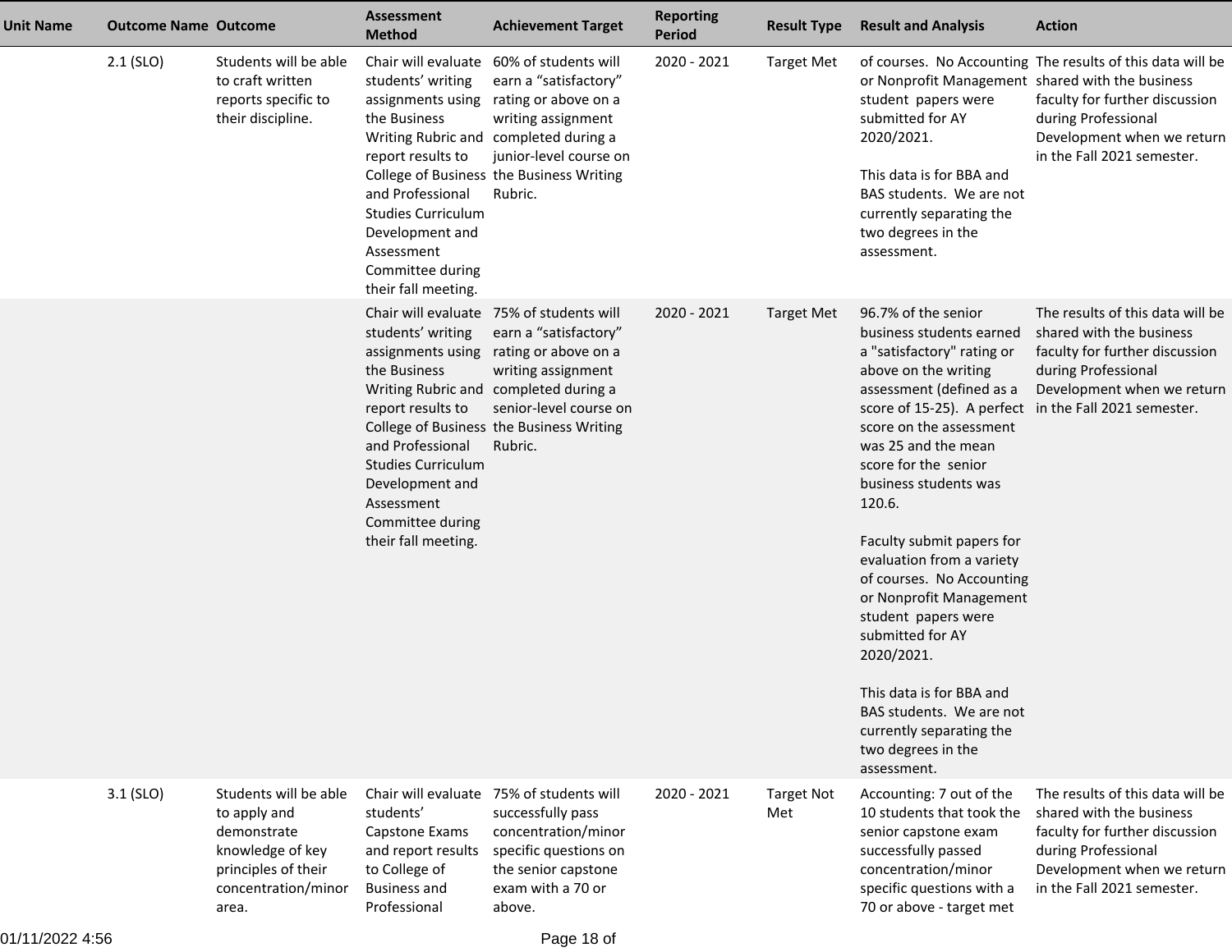| Unit Name | Outcome Name | Outcome | Assessment Method | Achievement Target | Reporting Period | Result Type | Result and Analysis | Action |
|---|---|---|---|---|---|---|---|---|
| | 2.1 (SLO) | Students will be able to craft written reports specific to their discipline. | Chair will evaluate students' writing assignments using the Business Writing Rubric and report results to College of Business and Professional Studies Curriculum Development and Assessment Committee during their fall meeting. | 60% of students will earn a "satisfactory" rating or above on a writing assignment completed during a junior-level course on the Business Writing Rubric. | 2020 - 2021 | Target Met | of courses. No Accounting or Nonprofit Management student papers were submitted for AY 2020/2021.<br><br>This data is for BBA and BAS students. We are not currently separating the two degrees in the assessment. | The results of this data will be shared with the business faculty for further discussion during Professional Development when we return in the Fall 2021 semester. |
| | | | Chair will evaluate students' writing assignments using the Business Writing Rubric and report results to College of Business and Professional Studies Curriculum Development and Assessment Committee during their fall meeting. | 75% of students will earn a "satisfactory" rating or above on a writing assignment completed during a senior-level course on the Business Writing Rubric. | 2020 - 2021 | Target Met | 96.7% of the senior business students earned a "satisfactory" rating or above on the writing assessment (defined as a score of 15-25). A perfect score on the assessment was 25 and the mean score for the senior business students was 120.6.<br><br>Faculty submit papers for evaluation from a variety of courses. No Accounting or Nonprofit Management student papers were submitted for AY 2020/2021.<br><br>This data is for BBA and BAS students. We are not currently separating the two degrees in the assessment. | The results of this data will be shared with the business faculty for further discussion during Professional Development when we return in the Fall 2021 semester. |
| | 3.1 (SLO) | Students will be able to apply and demonstrate knowledge of key principles of their concentration/minor area. | Chair will evaluate students' Capstone Exams and report results to College of Business and Professional | 75% of students will successfully pass concentration/minor specific questions on the senior capstone exam with a 70 or above. | 2020 - 2021 | Target Not Met | Accounting: 7 out of the 10 students that took the senior capstone exam successfully passed concentration/minor specific questions with a 70 or above - target met | The results of this data will be shared with the business faculty for further discussion during Professional Development when we return in the Fall 2021 semester. |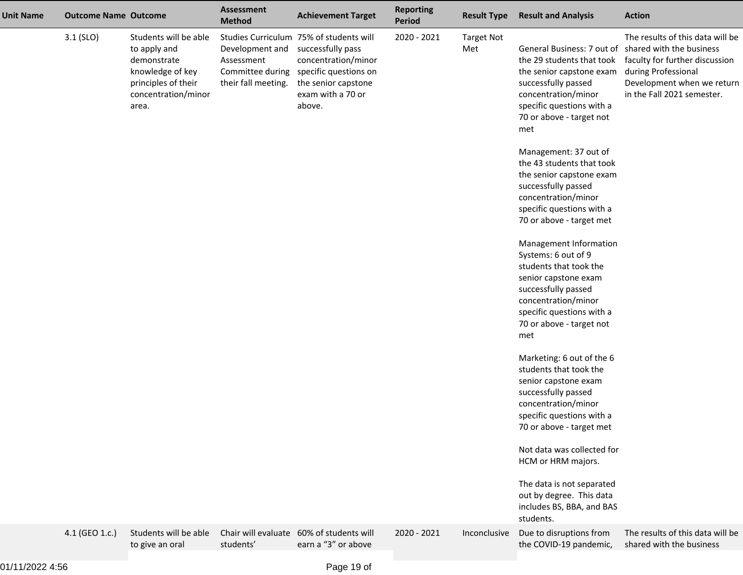| Unit Name | Outcome Name | Outcome | Assessment Method | Achievement Target | Reporting Period | Result Type | Result and Analysis | Action |
|---|---|---|---|---|---|---|---|---|
| | 3.1 (SLO) | Students will be able to apply and demonstrate knowledge of key principles of their concentration/minor area. | Studies Curriculum Development and Assessment Committee during their fall meeting. | 75% of students will successfully pass concentration/minor specific questions on the senior capstone exam with a 70 or above. | 2020 - 2021 | Target Not Met | General Business: 7 out of the 29 students that took the senior capstone exam successfully passed concentration/minor specific questions with a 70 or above - target not met<br><br>Management: 37 out of the 43 students that took the senior capstone exam successfully passed concentration/minor specific questions with a 70 or above - target met<br><br>Management Information Systems: 6 out of 9 students that took the senior capstone exam successfully passed concentration/minor specific questions with a 70 or above - target not met<br><br>Marketing: 6 out of the 6 students that took the senior capstone exam successfully passed concentration/minor specific questions with a 70 or above - target met<br><br>Not data was collected for HCM or HRM majors.<br><br>The data is not separated out by degree. This data includes BS, BBA, and BAS students. | The results of this data will be shared with the business faculty for further discussion during Professional Development when we return in the Fall 2021 semester. |
| | 4.1 (GEO 1.c.) | Students will be able to give an oral | Chair will evaluate students' | 60% of students will earn a "3" or above | 2020 - 2021 | Inconclusive | Due to disruptions from the COVID-19 pandemic, | The results of this data will be shared with the business |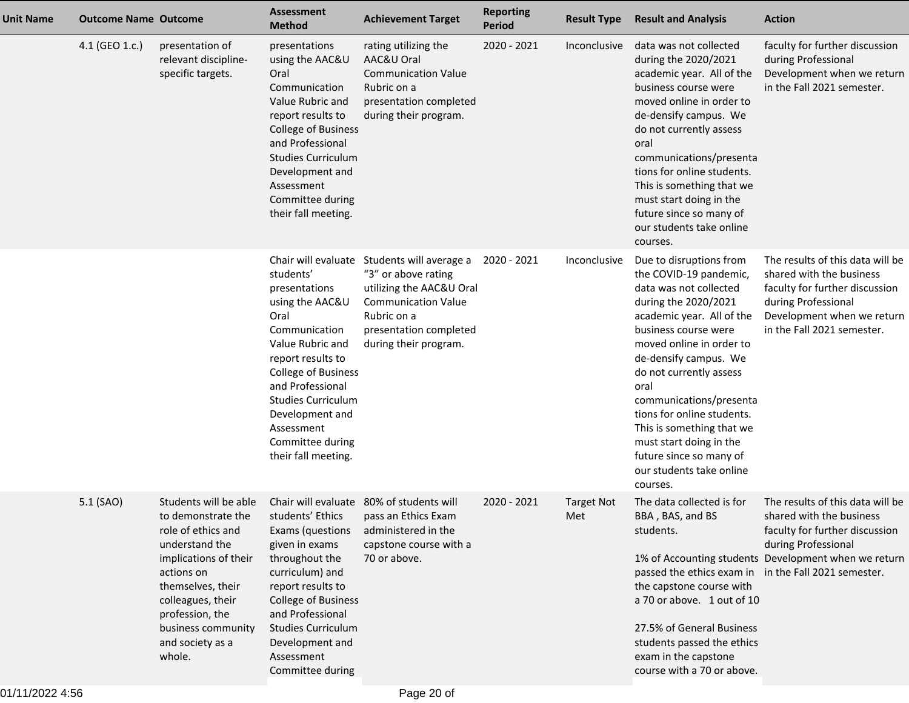| Unit Name | Outcome Name | Outcome | Assessment Method | Achievement Target | Reporting Period | Result Type | Result and Analysis | Action |
|---|---|---|---|---|---|---|---|---|
| | 4.1 (GEO 1.c.) | presentation of relevant discipline-specific targets. | presentations using the AAC&U Oral Communication Value Rubric and report results to College of Business and Professional Studies Curriculum Development and Assessment Committee during their fall meeting. | rating utilizing the AAC&U Oral Communication Value Rubric on a presentation completed during their program. | 2020 - 2021 | Inconclusive | data was not collected during the 2020/2021 academic year. All of the business course were moved online in order to de-densify campus. We do not currently assess oral communications/presentations for online students. This is something that we must start doing in the future since so many of our students take online courses. | faculty for further discussion during Professional Development when we return in the Fall 2021 semester. |
| | | | Chair will evaluate students' presentations using the AAC&U Oral Communication Value Rubric and report results to College of Business and Professional Studies Curriculum Development and Assessment Committee during their fall meeting. | Students will average a "3" or above rating utilizing the AAC&U Oral Communication Value Rubric on a presentation completed during their program. | 2020 - 2021 | Inconclusive | Due to disruptions from the COVID-19 pandemic, data was not collected during the 2020/2021 academic year. All of the business course were moved online in order to de-densify campus. We do not currently assess oral communications/presentations for online students. This is something that we must start doing in the future since so many of our students take online courses. | The results of this data will be shared with the business faculty for further discussion during Professional Development when we return in the Fall 2021 semester. |
| | 5.1 (SAO) | Students will be able to demonstrate the role of ethics and understand the implications of their actions on themselves, their colleagues, their profession, the business community and society as a whole. | Chair will evaluate students' Ethics Exams (questions given in exams throughout the curriculum) and report results to College of Business and Professional Studies Curriculum Development and Assessment Committee during | 80% of students will pass an Ethics Exam administered in the capstone course with a 70 or above. | 2020 - 2021 | Target Not Met | The data collected is for BBA , BAS, and BS students.<br><br>1% of Accounting students passed the ethics exam in the capstone course with a 70 or above. 1 out of 10<br><br>27.5% of General Business students passed the ethics exam in the capstone course with a 70 or above. | The results of this data will be shared with the business faculty for further discussion during Professional Development when we return in the Fall 2021 semester. |

01/11/2022 4:56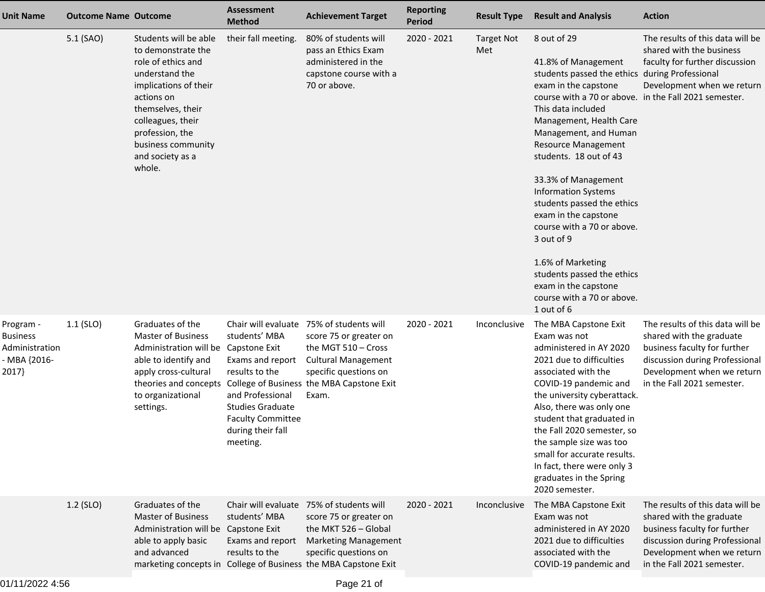| Unit Name | Outcome Name | Outcome | Assessment Method | Achievement Target | Reporting Period | Result Type | Result and Analysis | Action |
|---|---|---|---|---|---|---|---|---|
| | 5.1 (SAO) | Students will be able to demonstrate the role of ethics and understand the implications of their actions on themselves, their colleagues, their profession, the business community and society as a whole. | their fall meeting. | 80% of students will pass an Ethics Exam administered in the capstone course with a 70 or above. | 2020 - 2021 | Target Not Met | 8 out of 29<br><br>41.8% of Management students passed the ethics exam in the capstone course with a 70 or above. This data included Management, Health Care Management, and Human Resource Management students. 18 out of 43<br><br>33.3% of Management Information Systems students passed the ethics exam in the capstone course with a 70 or above. 3 out of 9<br><br>1.6% of Marketing students passed the ethics exam in the capstone course with a 70 or above. 1 out of 6 | The results of this data will be shared with the business faculty for further discussion during Professional Development when we return in the Fall 2021 semester. |
| Program - Business Administration - MBA {2016-2017} | 1.1 (SLO) | Graduates of the Master of Business Administration will be able to identify and apply cross-cultural theories and concepts to organizational settings. | Chair will evaluate students' MBA Capstone Exit Exams and report results to the College of Business and Professional Studies Graduate Faculty Committee during their fall meeting. | 75% of students will score 75 or greater on the MGT 510 – Cross Cultural Management specific questions on the MBA Capstone Exit Exam. | 2020 - 2021 | Inconclusive | The MBA Capstone Exit Exam was not administered in AY 2020 2021 due to difficulties associated with the COVID-19 pandemic and the university cyberattack. Also, there was only one student that graduated in the Fall 2020 semester, so the sample size was too small for accurate results. In fact, there were only 3 graduates in the Spring 2020 semester. | The results of this data will be shared with the graduate business faculty for further discussion during Professional Development when we return in the Fall 2021 semester. |
| | 1.2 (SLO) | Graduates of the Master of Business Administration will be able to apply basic and advanced marketing concepts in | Chair will evaluate students' MBA Capstone Exit Exams and report results to the College of Business | 75% of students will score 75 or greater on the MKT 526 – Global Marketing Management specific questions on the MBA Capstone Exit | 2020 - 2021 | Inconclusive | The MBA Capstone Exit Exam was not administered in AY 2020 2021 due to difficulties associated with the COVID-19 pandemic and | The results of this data will be shared with the graduate business faculty for further discussion during Professional Development when we return in the Fall 2021 semester. |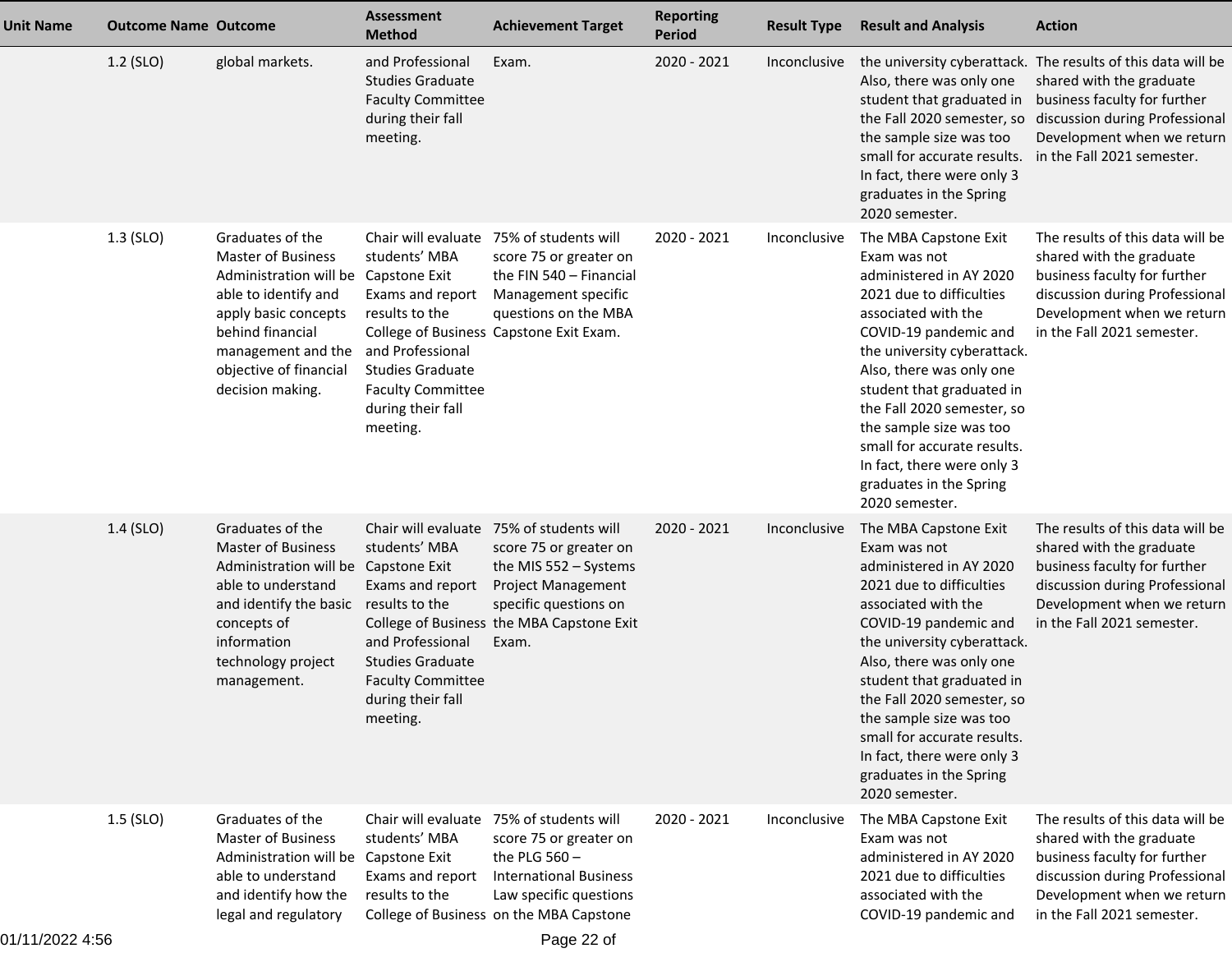| Unit Name | Outcome Name | Outcome | Assessment Method | Achievement Target | Reporting Period | Result Type | Result and Analysis | Action |
|---|---|---|---|---|---|---|---|---|
| | 1.2 (SLO) | global markets. | and Professional Studies Graduate Faculty Committee during their fall meeting. | Exam. | 2020 - 2021 | Inconclusive | the university cyberattack. Also, there was only one student that graduated in the Fall 2020 semester, so the sample size was too small for accurate results. In fact, there were only 3 graduates in the Spring 2020 semester. | The results of this data will be shared with the graduate business faculty for further discussion during Professional Development when we return in the Fall 2021 semester. |
| | 1.3 (SLO) | Graduates of the Master of Business Administration will be able to identify and apply basic concepts behind financial management and the objective of financial decision making. | Chair will evaluate students' MBA Capstone Exit Exams and report results to the College of Business and Professional Studies Graduate Faculty Committee during their fall meeting. | 75% of students will score 75 or greater on the FIN 540 – Financial Management specific questions on the MBA Capstone Exit Exam. | 2020 - 2021 | Inconclusive | The MBA Capstone Exit Exam was not administered in AY 2020 2021 due to difficulties associated with the COVID-19 pandemic and the university cyberattack. Also, there was only one student that graduated in the Fall 2020 semester, so the sample size was too small for accurate results. In fact, there were only 3 graduates in the Spring 2020 semester. | The results of this data will be shared with the graduate business faculty for further discussion during Professional Development when we return in the Fall 2021 semester. |
| | 1.4 (SLO) | Graduates of the Master of Business Administration will be able to understand and identify the basic concepts of information technology project management. | Chair will evaluate students' MBA Capstone Exit Exams and report results to the College of Business and Professional Studies Graduate Faculty Committee during their fall meeting. | 75% of students will score 75 or greater on the MIS 552 – Systems Project Management specific questions on the MBA Capstone Exit Exam. | 2020 - 2021 | Inconclusive | The MBA Capstone Exit Exam was not administered in AY 2020 2021 due to difficulties associated with the COVID-19 pandemic and the university cyberattack. Also, there was only one student that graduated in the Fall 2020 semester, so the sample size was too small for accurate results. In fact, there were only 3 graduates in the Spring 2020 semester. | The results of this data will be shared with the graduate business faculty for further discussion during Professional Development when we return in the Fall 2021 semester. |
| | 1.5 (SLO) | Graduates of the Master of Business Administration will be able to understand and identify how the legal and regulatory | Chair will evaluate students' MBA Capstone Exit Exams and report results to the College of Business | 75% of students will score 75 or greater on the PLG 560 – International Business Law specific questions on the MBA Capstone | 2020 - 2021 | Inconclusive | The MBA Capstone Exit Exam was not administered in AY 2020 2021 due to difficulties associated with the COVID-19 pandemic and | The results of this data will be shared with the graduate business faculty for further discussion during Professional Development when we return in the Fall 2021 semester. |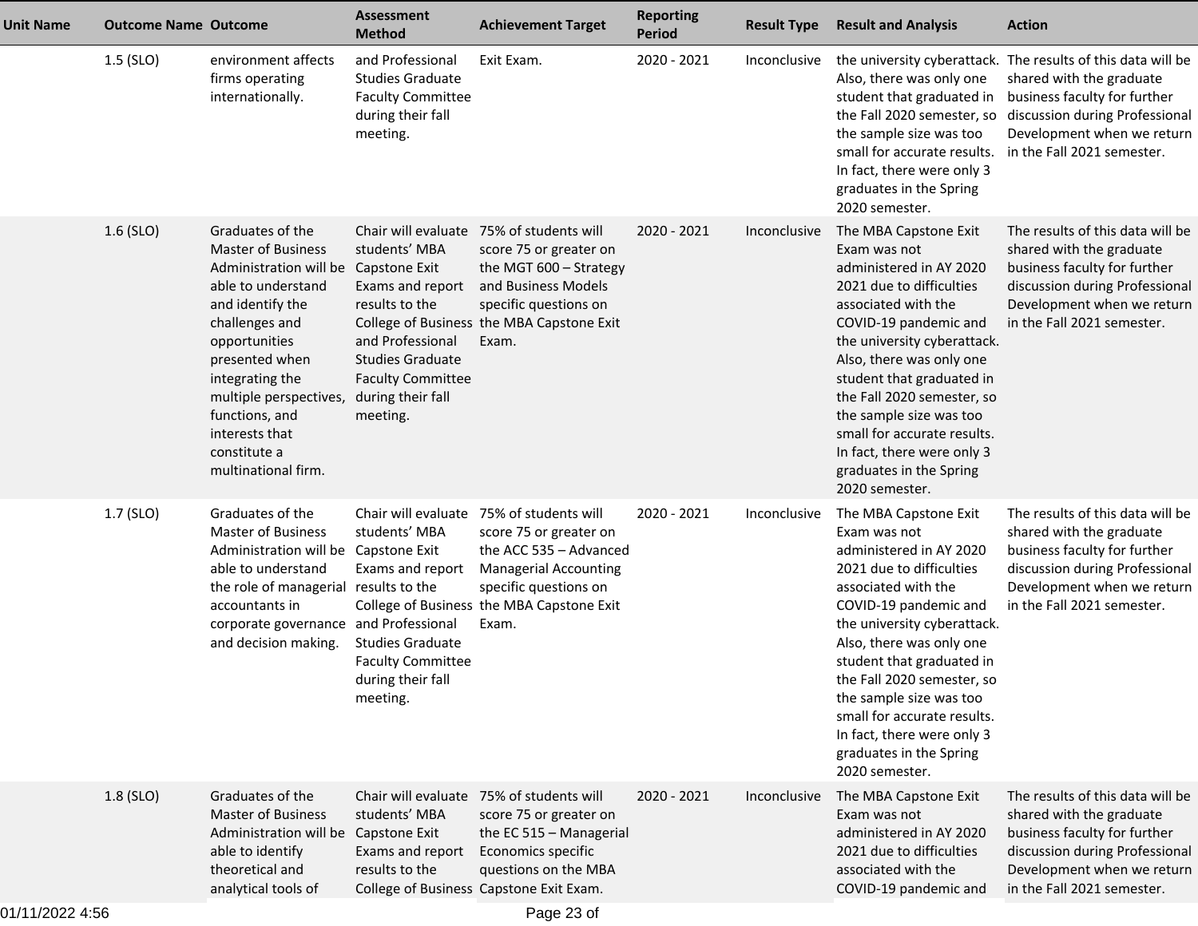| Unit Name | Outcome Name | Outcome | Assessment Method | Achievement Target | Reporting Period | Result Type | Result and Analysis | Action |
|---|---|---|---|---|---|---|---|---|
| | 1.5 (SLO) | environment affects firms operating internationally. | and Professional Studies Graduate Faculty Committee during their fall meeting. | Exit Exam. | 2020 - 2021 | Inconclusive | the university cyberattack. Also, there was only one student that graduated in the Fall 2020 semester, so the sample size was too small for accurate results. In fact, there were only 3 graduates in the Spring 2020 semester. | The results of this data will be shared with the graduate business faculty for further discussion during Professional Development when we return in the Fall 2021 semester. |
| | 1.6 (SLO) | Graduates of the Master of Business Administration will be able to understand and identify the challenges and opportunities presented when integrating the multiple perspectives, functions, and interests that constitute a multinational firm. | Chair will evaluate students' MBA Capstone Exit Exams and report results to the College of Business and Professional Studies Graduate Faculty Committee during their fall meeting. | 75% of students will score 75 or greater on the MGT 600 – Strategy and Business Models specific questions on the MBA Capstone Exit Exam. | 2020 - 2021 | Inconclusive | The MBA Capstone Exit Exam was not administered in AY 2020 2021 due to difficulties associated with the COVID-19 pandemic and the university cyberattack. Also, there was only one student that graduated in the Fall 2020 semester, so the sample size was too small for accurate results. In fact, there were only 3 graduates in the Spring 2020 semester. | The results of this data will be shared with the graduate business faculty for further discussion during Professional Development when we return in the Fall 2021 semester. |
| | 1.7 (SLO) | Graduates of the Master of Business Administration will be able to understand the role of managerial accountants in corporate governance and decision making. | Chair will evaluate students' MBA Capstone Exit Exams and report results to the College of Business and Professional Studies Graduate Faculty Committee during their fall meeting. | 75% of students will score 75 or greater on the ACC 535 – Advanced Managerial Accounting specific questions on the MBA Capstone Exit Exam. | 2020 - 2021 | Inconclusive | The MBA Capstone Exit Exam was not administered in AY 2020 2021 due to difficulties associated with the COVID-19 pandemic and the university cyberattack. Also, there was only one student that graduated in the Fall 2020 semester, so the sample size was too small for accurate results. In fact, there were only 3 graduates in the Spring 2020 semester. | The results of this data will be shared with the graduate business faculty for further discussion during Professional Development when we return in the Fall 2021 semester. |
| | 1.8 (SLO) | Graduates of the Master of Business Administration will be able to identify theoretical and analytical tools of | Chair will evaluate students' MBA Capstone Exit Exams and report results to the College of Business | 75% of students will score 75 or greater on the EC 515 – Managerial Economics specific questions on the MBA Capstone Exit Exam. | 2020 - 2021 | Inconclusive | The MBA Capstone Exit Exam was not administered in AY 2020 2021 due to difficulties associated with the COVID-19 pandemic and | The results of this data will be shared with the graduate business faculty for further discussion during Professional Development when we return in the Fall 2021 semester. |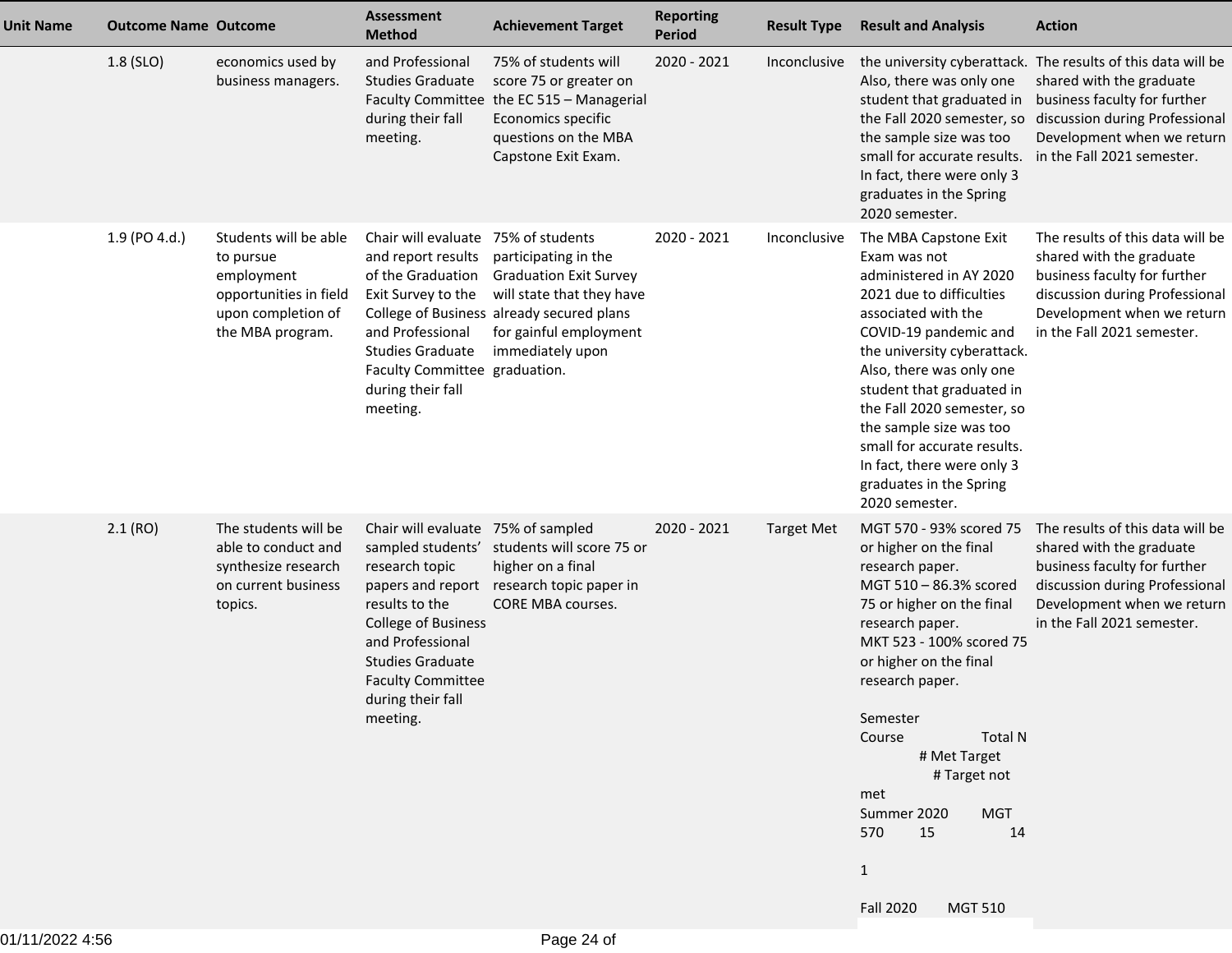| Unit Name | Outcome Name | Outcome | Assessment Method | Achievement Target | Reporting Period | Result Type | Result and Analysis | Action |
|---|---|---|---|---|---|---|---|---|
| | 1.8 (SLO) | economics used by business managers. | and Professional Studies Graduate Faculty Committee during their fall meeting. | 75% of students will score 75 or greater on the EC 515 – Managerial Economics specific questions on the MBA Capstone Exit Exam. | 2020 - 2021 | Inconclusive | the university cyberattack. Also, there was only one student that graduated in the Fall 2020 semester, so the sample size was too small for accurate results. In fact, there were only 3 graduates in the Spring 2020 semester. | The results of this data will be shared with the graduate business faculty for further discussion during Professional Development when we return in the Fall 2021 semester. |
| | 1.9 (PO 4.d.) | Students will be able to pursue employment opportunities in field upon completion of the MBA program. | Chair will evaluate and report results of the Graduation Exit Survey to the College of Business and Professional Studies Graduate Faculty Committee during their fall meeting. | 75% of students participating in the Graduation Exit Survey will state that they have already secured plans for gainful employment immediately upon graduation. | 2020 - 2021 | Inconclusive | The MBA Capstone Exit Exam was not administered in AY 2020 2021 due to difficulties associated with the COVID-19 pandemic and the university cyberattack. Also, there was only one student that graduated in the Fall 2020 semester, so the sample size was too small for accurate results. In fact, there were only 3 graduates in the Spring 2020 semester. | The results of this data will be shared with the graduate business faculty for further discussion during Professional Development when we return in the Fall 2021 semester. |
| | 2.1 (RO) | The students will be able to conduct and synthesize research on current business topics. | Chair will evaluate sampled students' research topic papers and report results to the College of Business and Professional Studies Graduate Faculty Committee during their fall meeting. | 75% of sampled students will score 75 or higher on a final research topic paper in CORE MBA courses. | 2020 - 2021 | Target Met | MGT 570 - 93% scored 75 or higher on the final research paper.<br>MGT 510 – 86.3% scored 75 or higher on the final research paper.<br>MKT 523 - 100% scored 75 or higher on the final research paper.<br><br>Semester Course Total N # Met Target # Target not met<br>Summer 2020 MGT 570 15 14 1<br>Fall 2020 MGT 510 | The results of this data will be shared with the graduate business faculty for further discussion during Professional Development when we return in the Fall 2021 semester. |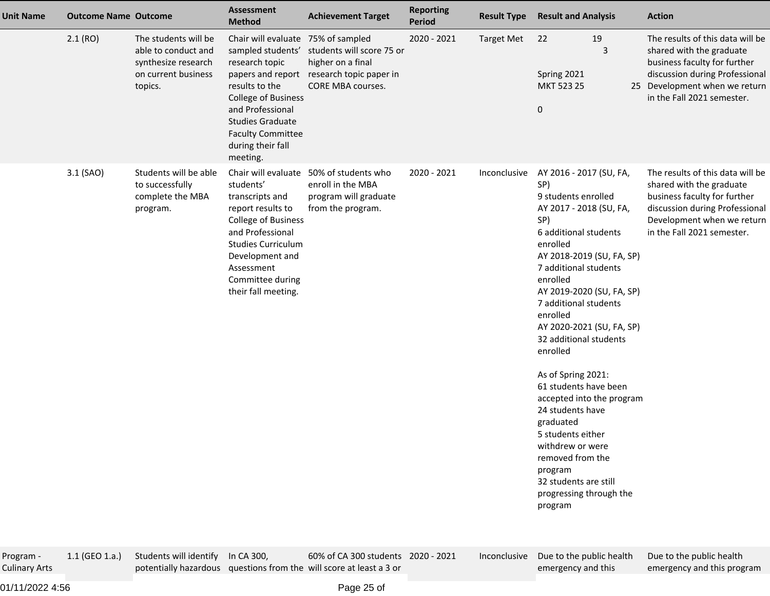| Unit Name | Outcome Name | Outcome | Assessment Method | Achievement Target | Reporting Period | Result Type | Result and Analysis | Action |
|---|---|---|---|---|---|---|---|---|
| | 2.1 (RO) | The students will be able to conduct and synthesize research on current business topics. | Chair will evaluate sampled students' research topic papers and report results to the College of Business and Professional Studies Graduate Faculty Committee during their fall meeting. | 75% of sampled students will score 75 or higher on a final research topic paper in CORE MBA courses. | 2020 - 2021 | Target Met | 22 19 3<br><br>Spring 2021<br>MKT 523 25 25<br><br>0 | The results of this data will be shared with the graduate business faculty for further discussion during Professional Development when we return in the Fall 2021 semester. |
| | 3.1 (SAO) | Students will be able to successfully complete the MBA program. | Chair will evaluate students' transcripts and report results to College of Business and Professional Studies Curriculum Development and Assessment Committee during their fall meeting. | 50% of students who enroll in the MBA program will graduate from the program. | 2020 - 2021 | Inconclusive | AY 2016 - 2017 (SU, FA, SP)<br>9 students enrolled<br>AY 2017 - 2018 (SU, FA, SP)<br>6 additional students enrolled<br>AY 2018-2019 (SU, FA, SP)<br>7 additional students enrolled<br>AY 2019-2020 (SU, FA, SP)<br>7 additional students enrolled<br>AY 2020-2021 (SU, FA, SP)<br>32 additional students enrolled<br><br>As of Spring 2021:<br>61 students have been accepted into the program<br>24 students have graduated<br>5 students either withdrew or were removed from the program<br>32 students are still progressing through the program | The results of this data will be shared with the graduate business faculty for further discussion during Professional Development when we return in the Fall 2021 semester. |
| Program - Culinary Arts | 1.1 (GEO 1.a.) | Students will identify potentially hazardous | In CA 300, questions from the | 60% of CA 300 students will score at least a 3 or | 2020 - 2021 | Inconclusive | Due to the public health emergency and this | Due to the public health emergency and this program |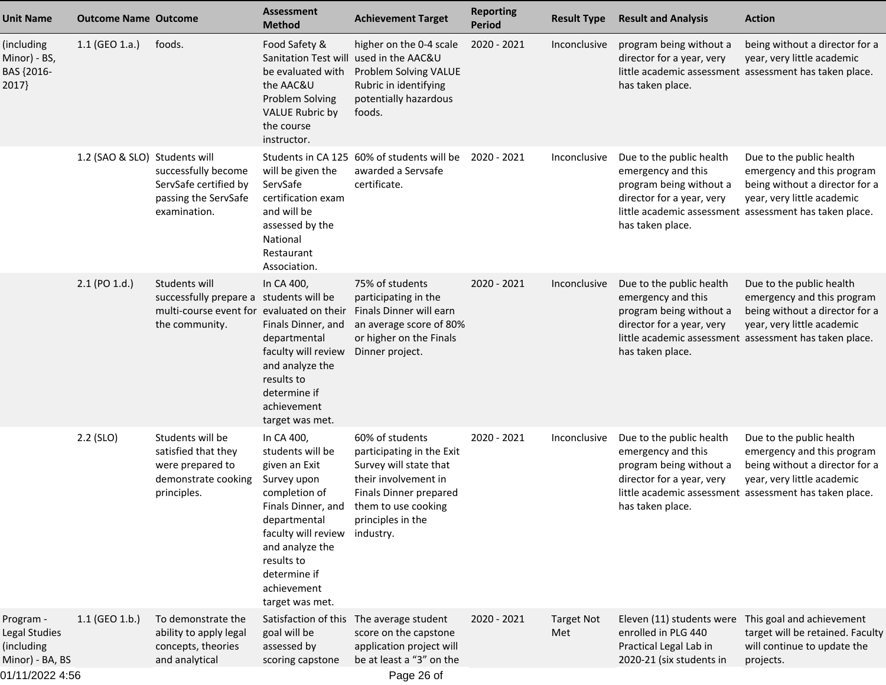| Unit Name | Outcome Name | Outcome | Assessment Method | Achievement Target | Reporting Period | Result Type | Result and Analysis | Action |
|---|---|---|---|---|---|---|---|---|
| (including Minor) - BS, BAS {2016-2017} | 1.1 (GEO 1.a.) | foods. | Food Safety & Sanitation Test will be evaluated with the AAC&U Problem Solving VALUE Rubric by the course instructor. | higher on the 0-4 scale used in the AAC&U Problem Solving VALUE Rubric in identifying potentially hazardous foods. | 2020 - 2021 | Inconclusive | program being without a director for a year, very little academic assessment has taken place. | being without a director for a year, very little academic assessment has taken place. |
| | 1.2 (SAO & SLO) | Students will successfully become ServSafe certified by passing the ServSafe examination. | Students in CA 125 will be given the ServSafe certification exam and will be assessed by the National Restaurant Association. | 60% of students will be awarded a Servsafe certificate. | 2020 - 2021 | Inconclusive | Due to the public health emergency and this program being without a director for a year, very little academic assessment has taken place. | Due to the public health emergency and this program being without a director for a year, very little academic assessment has taken place. |
| | 2.1 (PO 1.d.) | Students will successfully prepare a multi-course event for the community. | In CA 400, students will be evaluated on their Finals Dinner, and departmental faculty will review and analyze the results to determine if achievement target was met. | 75% of students participating in the Finals Dinner will earn an average score of 80% or higher on the Finals Dinner project. | 2020 - 2021 | Inconclusive | Due to the public health emergency and this program being without a director for a year, very little academic assessment has taken place. | Due to the public health emergency and this program being without a director for a year, very little academic assessment has taken place. |
| | 2.2 (SLO) | Students will be satisfied that they were prepared to demonstrate cooking principles. | In CA 400, students will be given an Exit Survey upon completion of Finals Dinner, and departmental faculty will review and analyze the results to determine if achievement target was met. | 60% of students participating in the Exit Survey will state that their involvement in Finals Dinner prepared them to use cooking principles in the industry. | 2020 - 2021 | Inconclusive | Due to the public health emergency and this program being without a director for a year, very little academic assessment has taken place. | Due to the public health emergency and this program being without a director for a year, very little academic assessment has taken place. |
| Program - Legal Studies (including Minor) - BA, BS | 1.1 (GEO 1.b.) | To demonstrate the ability to apply legal concepts, theories and analytical | Satisfaction of this goal will be assessed by scoring capstone | The average student score on the capstone application project will be at least a “3” on the | 2020 - 2021 | Target Not Met | Eleven (11) students were enrolled in PLG 440 Practical Legal Lab in 2020-21 (six students in | This goal and achievement target will be retained. Faculty will continue to update the projects. |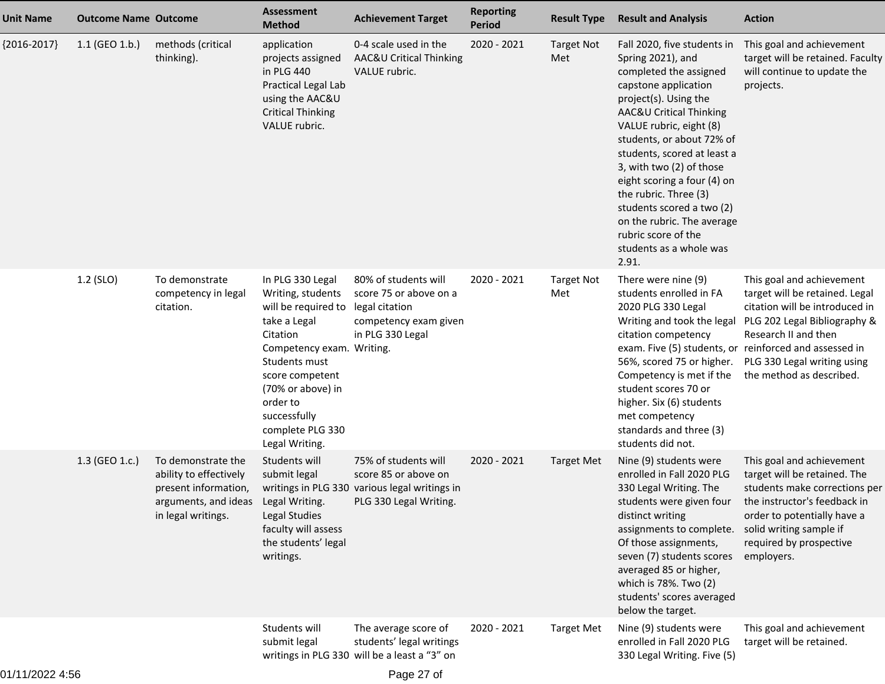| Unit Name | Outcome Name | Outcome | Assessment Method | Achievement Target | Reporting Period | Result Type | Result and Analysis | Action |
|---|---|---|---|---|---|---|---|---|
| {2016-2017} | 1.1 (GEO 1.b.) | methods (critical thinking). | application projects assigned in PLG 440 Practical Legal Lab using the AAC&U Critical Thinking VALUE rubric. | 0-4 scale used in the AAC&U Critical Thinking VALUE rubric. | 2020 - 2021 | Target Not Met | Fall 2020, five students in Spring 2021), and completed the assigned capstone application project(s). Using the AAC&U Critical Thinking VALUE rubric, eight (8) students, or about 72% of students, scored at least a 3, with two (2) of those eight scoring a four (4) on the rubric. Three (3) students scored a two (2) on the rubric. The average rubric score of the students as a whole was 2.91. | This goal and achievement target will be retained. Faculty will continue to update the projects. |
| | 1.2 (SLO) | To demonstrate competency in legal citation. | In PLG 330 Legal Writing, students will be required to take a Legal Citation Competency exam. Students must score competent (70% or above) in order to successfully complete PLG 330 Legal Writing. | 80% of students will score 75 or above on a legal citation competency exam given in PLG 330 Legal Writing. | 2020 - 2021 | Target Not Met | There were nine (9) students enrolled in FA 2020 PLG 330 Legal Writing and took the legal citation competency exam. Five (5) students, or 56%, scored 75 or higher. Competency is met if the student scores 70 or higher. Six (6) students met competency standards and three (3) students did not. | This goal and achievement target will be retained. Legal citation will be introduced in PLG 202 Legal Bibliography & Research II and then reinforced and assessed in PLG 330 Legal writing using the method as described. |
| | 1.3 (GEO 1.c.) | To demonstrate the ability to effectively present information, arguments, and ideas in legal writings. | Students will submit legal writings in PLG 330 Legal Writing. Legal Studies faculty will assess the students' legal writings. | 75% of students will score 85 or above on various legal writings in PLG 330 Legal Writing. | 2020 - 2021 | Target Met | Nine (9) students were enrolled in Fall 2020 PLG 330 Legal Writing. The students were given four distinct writing assignments to complete. Of those assignments, seven (7) students scores averaged 85 or higher, which is 78%. Two (2) students' scores averaged below the target. | This goal and achievement target will be retained. The students make corrections per the instructor's feedback in order to potentially have a solid writing sample if required by prospective employers. |
| | | | Students will submit legal writings in PLG 330 | The average score of students' legal writings will be a least a "3" on | 2020 - 2021 | Target Met | Nine (9) students were enrolled in Fall 2020 PLG 330 Legal Writing. Five (5) | This goal and achievement target will be retained. |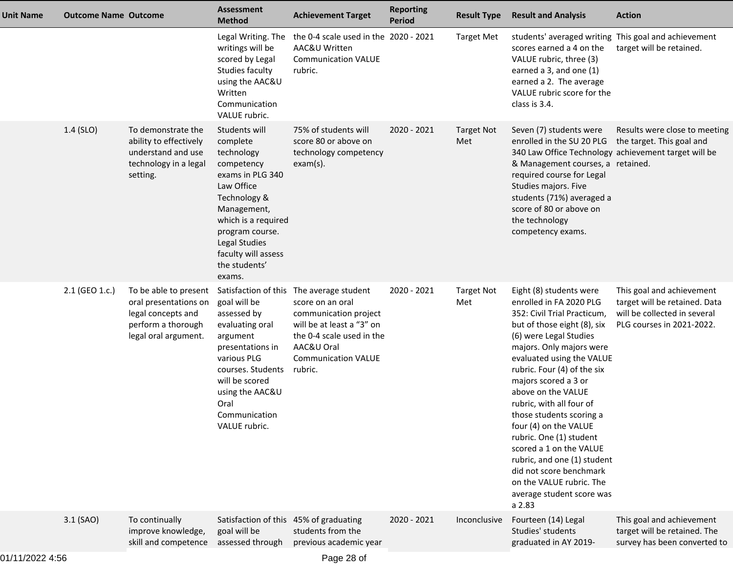| Unit Name | Outcome Name | Outcome | Assessment Method | Achievement Target | Reporting Period | Result Type | Result and Analysis | Action |
|---|---|---|---|---|---|---|---|---|
| | | | Legal Writing. The writings will be scored by Legal Studies faculty using the AAC&U Written Communication VALUE rubric. | the 0-4 scale used in the AAC&U Written Communication VALUE rubric. | 2020 - 2021 | Target Met | students' averaged writing scores earned a 4 on the VALUE rubric, three (3) earned a 3, and one (1) earned a 2. The average VALUE rubric score for the class is 3.4. | This goal and achievement target will be retained. |
| | 1.4 (SLO) | To demonstrate the ability to effectively understand and use technology in a legal setting. | Students will complete technology competency exams in PLG 340 Law Office Technology & Management, which is a required program course. Legal Studies faculty will assess the students' exams. | 75% of students will score 80 or above on technology competency exam(s). | 2020 - 2021 | Target Not Met | Seven (7) students were enrolled in the SU 20 PLG 340 Law Office Technology & Management courses, a required course for Legal Studies majors. Five students (71%) averaged a score of 80 or above on the technology competency exams. | Results were close to meeting the target. This goal and achievement target will be retained. |
| | 2.1 (GEO 1.c.) | To be able to present oral presentations on legal concepts and perform a thorough legal oral argument. | Satisfaction of this goal will be assessed by evaluating oral argument presentations in various PLG courses. Students will be scored using the AAC&U Oral Communication VALUE rubric. | The average student score on an oral communication project will be at least a "3" on the 0-4 scale used in the AAC&U Oral Communication VALUE rubric. | 2020 - 2021 | Target Not Met | Eight (8) students were enrolled in FA 2020 PLG 352: Civil Trial Practicum, but of those eight (8), six (6) were Legal Studies majors. Only majors were evaluated using the VALUE rubric. Four (4) of the six majors scored a 3 or above on the VALUE rubric, with all four of those students scoring a four (4) on the VALUE rubric. One (1) student scored a 1 on the VALUE rubric, and one (1) student did not score benchmark on the VALUE rubric. The average student score was a 2.83 | This goal and achievement target will be retained. Data will be collected in several PLG courses in 2021-2022. |
| | 3.1 (SAO) | To continually improve knowledge, skill and competence | Satisfaction of this goal will be assessed through | 45% of graduating students from the previous academic year | 2020 - 2021 | Inconclusive | Fourteen (14) Legal Studies' students graduated in AY 2019- | This goal and achievement target will be retained. The survey has been converted to |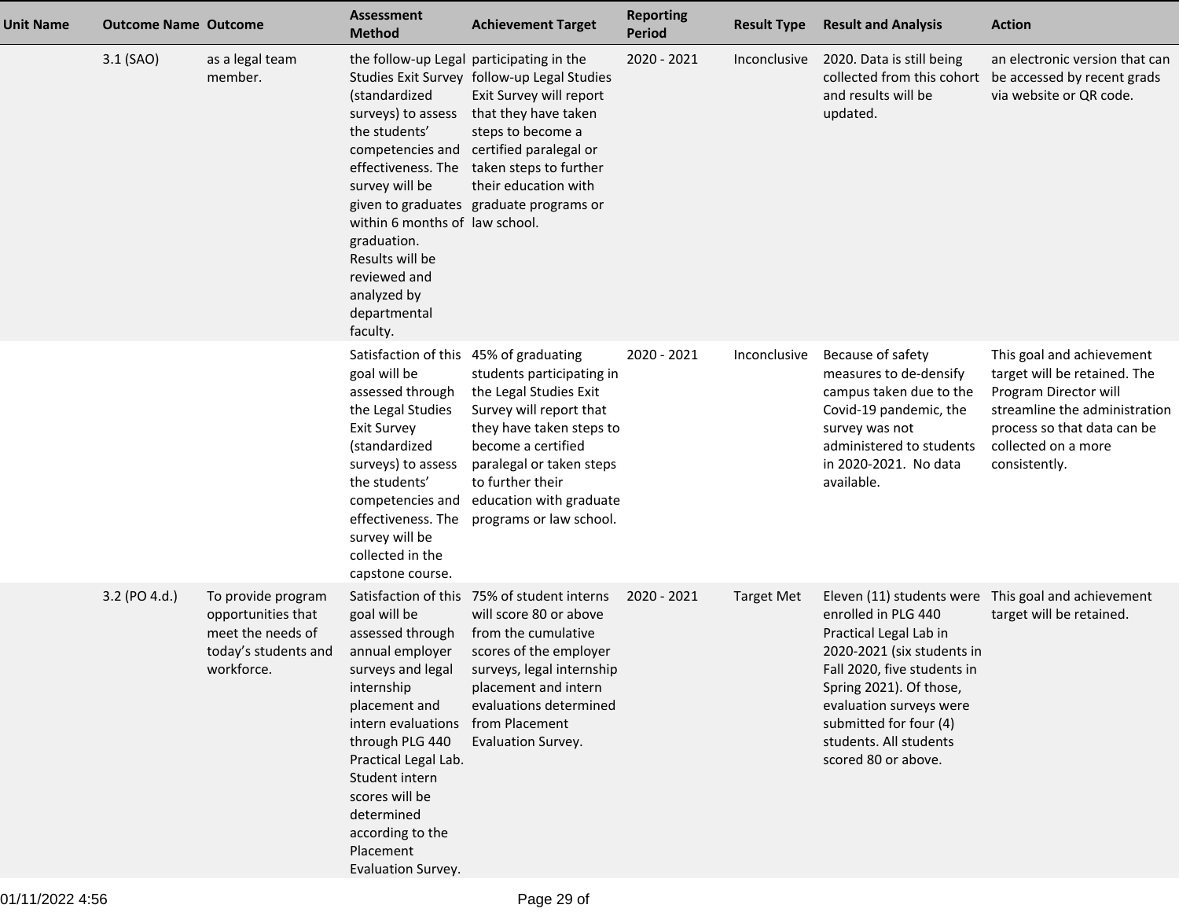| Unit Name | Outcome Name | Outcome | Assessment Method | Achievement Target | Reporting Period | Result Type | Result and Analysis | Action |
|---|---|---|---|---|---|---|---|---|
| | 3.1 (SAO) | as a legal team member. | the follow-up Legal Studies Exit Survey (standardized surveys) to assess the students' competencies and effectiveness. The survey will be given to graduates within 6 months of graduation. Results will be reviewed and analyzed by departmental faculty. | participating in the follow-up Legal Studies Exit Survey will report that they have taken steps to become a certified paralegal or taken steps to further their education with graduate programs or law school. | 2020 - 2021 | Inconclusive | 2020. Data is still being collected from this cohort and results will be updated. | an electronic version that can be accessed by recent grads via website or QR code. |
| | | | Satisfaction of this goal will be assessed through the Legal Studies Exit Survey (standardized surveys) to assess the students' competencies and effectiveness. The survey will be collected in the capstone course. | 45% of graduating students participating in the Legal Studies Exit Survey will report that they have taken steps to become a certified paralegal or taken steps to further their education with graduate programs or law school. | 2020 - 2021 | Inconclusive | Because of safety measures to de-densify campus taken due to the Covid-19 pandemic, the survey was not administered to students in 2020-2021. No data available. | This goal and achievement target will be retained. The Program Director will streamline the administration process so that data can be collected on a more consistently. |
| | 3.2 (PO 4.d.) | To provide program opportunities that meet the needs of today's students and workforce. | Satisfaction of this goal will be assessed through annual employer surveys and legal internship placement and intern evaluations through PLG 440 Practical Legal Lab. Student intern scores will be determined according to the Placement Evaluation Survey. | 75% of student interns will score 80 or above from the cumulative scores of the employer surveys, legal internship placement and intern evaluations determined from Placement Evaluation Survey. | 2020 - 2021 | Target Met | Eleven (11) students were enrolled in PLG 440 Practical Legal Lab in 2020-2021 (six students in Fall 2020, five students in Spring 2021). Of those, evaluation surveys were submitted for four (4) students. All students scored 80 or above. | This goal and achievement target will be retained. |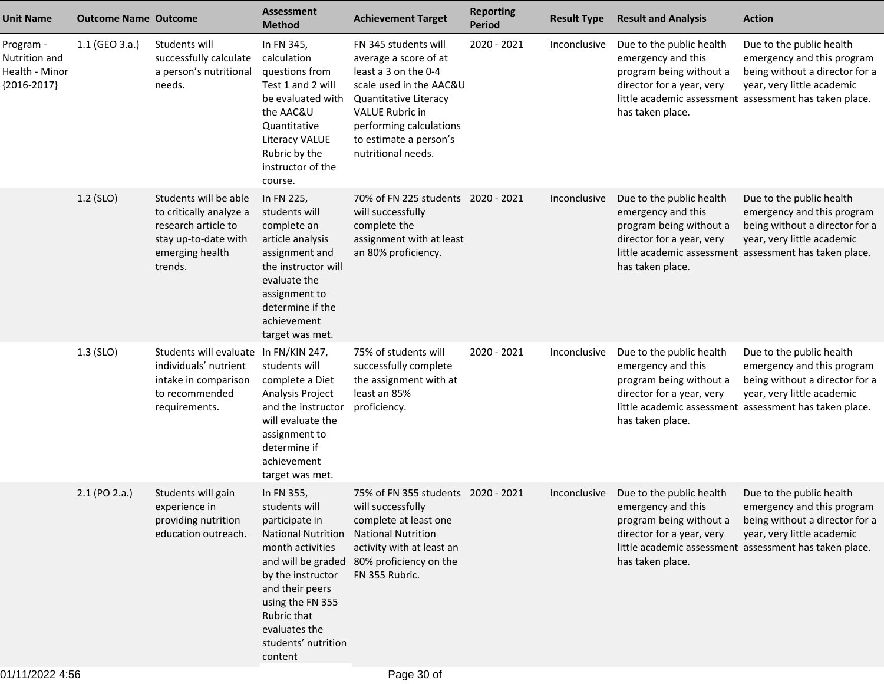| Unit Name | Outcome Name | Outcome | Assessment Method | Achievement Target | Reporting Period | Result Type | Result and Analysis | Action |
|---|---|---|---|---|---|---|---|---|
| Program - Nutrition and Health - Minor {2016-2017} | 1.1 (GEO 3.a.) | Students will successfully calculate a person's nutritional needs. | In FN 345, calculation questions from Test 1 and 2 will be evaluated with the AAC&U Quantitative Literacy VALUE Rubric by the instructor of the course. | FN 345 students will average a score of at least a 3 on the 0-4 scale used in the AAC&U Quantitative Literacy VALUE Rubric in performing calculations to estimate a person's nutritional needs. | 2020 - 2021 | Inconclusive | Due to the public health emergency and this program being without a director for a year, very little academic assessment has taken place. | Due to the public health emergency and this program being without a director for a year, very little academic assessment has taken place. |
| | 1.2 (SLO) | Students will be able to critically analyze a research article to stay up-to-date with emerging health trends. | In FN 225, students will complete an article analysis assignment and the instructor will evaluate the assignment to determine if the achievement target was met. | 70% of FN 225 students will successfully complete the assignment with at least an 80% proficiency. | 2020 - 2021 | Inconclusive | Due to the public health emergency and this program being without a director for a year, very little academic assessment has taken place. | Due to the public health emergency and this program being without a director for a year, very little academic assessment has taken place. |
| | 1.3 (SLO) | Students will evaluate individuals' nutrient intake in comparison to recommended requirements. | In FN/KIN 247, students will complete a Diet Analysis Project and the instructor will evaluate the assignment to determine if achievement target was met. | 75% of students will successfully complete the assignment with at least an 85% proficiency. | 2020 - 2021 | Inconclusive | Due to the public health emergency and this program being without a director for a year, very little academic assessment has taken place. | Due to the public health emergency and this program being without a director for a year, very little academic assessment has taken place. |
| | 2.1 (PO 2.a.) | Students will gain experience in providing nutrition education outreach. | In FN 355, students will participate in National Nutrition month activities and will be graded by the instructor and their peers using the FN 355 Rubric that evaluates the students' nutrition content | 75% of FN 355 students will successfully complete at least one National Nutrition activity with at least an 80% proficiency on the FN 355 Rubric. | 2020 - 2021 | Inconclusive | Due to the public health emergency and this program being without a director for a year, very little academic assessment has taken place. | Due to the public health emergency and this program being without a director for a year, very little academic assessment has taken place. |

01/11/2022 4:56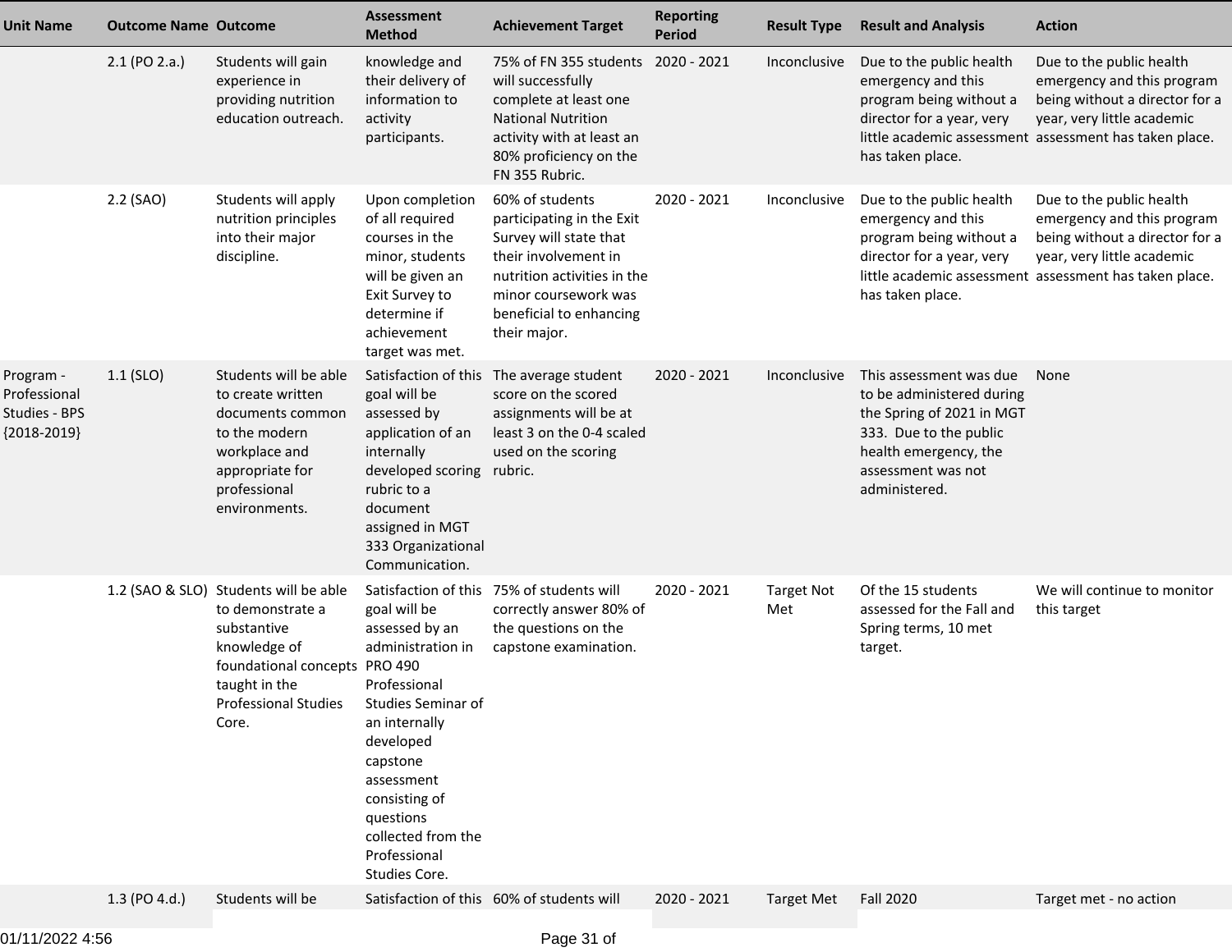| Unit Name | Outcome Name | Outcome | Assessment Method | Achievement Target | Reporting Period | Result Type | Result and Analysis | Action |
|---|---|---|---|---|---|---|---|---|
| | 2.1 (PO 2.a.) | Students will gain experience in providing nutrition education outreach. | knowledge and their delivery of information to activity participants. | 75% of FN 355 students will successfully complete at least one National Nutrition activity with at least an 80% proficiency on the FN 355 Rubric. | 2020 - 2021 | Inconclusive | Due to the public health emergency and this program being without a director for a year, very little academic assessment has taken place. | Due to the public health emergency and this program being without a director for a year, very little academic assessment has taken place. |
| | 2.2 (SAO) | Students will apply nutrition principles into their major discipline. | Upon completion of all required courses in the minor, students will be given an Exit Survey to determine if achievement target was met. | 60% of students participating in the Exit Survey will state that their involvement in nutrition activities in the minor coursework was beneficial to enhancing their major. | 2020 - 2021 | Inconclusive | Due to the public health emergency and this program being without a director for a year, very little academic assessment has taken place. | Due to the public health emergency and this program being without a director for a year, very little academic assessment has taken place. |
| Program - Professional Studies - BPS {2018-2019} | 1.1 (SLO) | Students will be able to create written documents common to the modern workplace and appropriate for professional environments. | Satisfaction of this goal will be assessed by application of an internally developed scoring rubric to a document assigned in MGT 333 Organizational Communication. | The average student score on the scored assignments will be at least 3 on the 0-4 scaled used on the scoring rubric. | 2020 - 2021 | Inconclusive | This assessment was due to be administered during the Spring of 2021 in MGT 333. Due to the public health emergency, the assessment was not administered. | None |
| | 1.2 (SAO & SLO) | Students will be able to demonstrate a substantive knowledge of foundational concepts taught in the Professional Studies Core. | Satisfaction of this goal will be assessed by an administration in PRO 490 Professional Studies Seminar of an internally developed capstone assessment consisting of questions collected from the Professional Studies Core. | 75% of students will correctly answer 80% of the questions on the capstone examination. | 2020 - 2021 | Target Not Met | Of the 15 students assessed for the Fall and Spring terms, 10 met target. | We will continue to monitor this target |
| | 1.3 (PO 4.d.) | Students will be | Satisfaction of this | 60% of students will | 2020 - 2021 | Target Met | Fall 2020 | Target met - no action |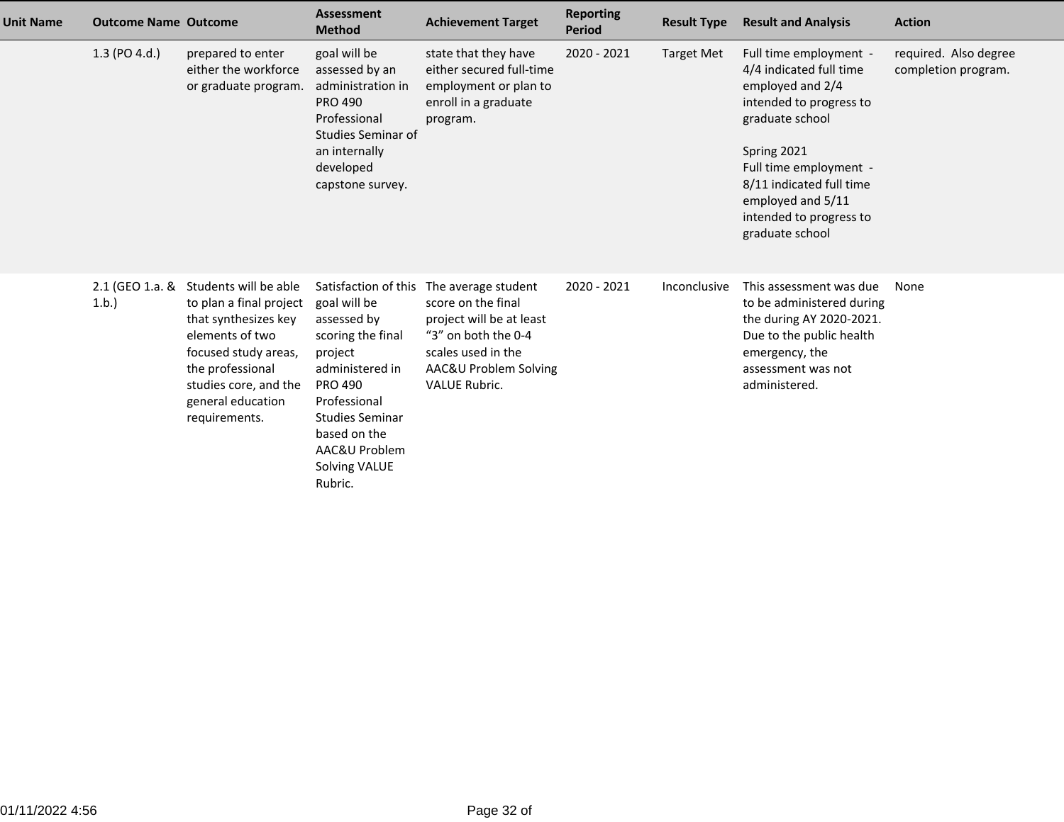| Unit Name | Outcome Name | Outcome | Assessment Method | Achievement Target | Reporting Period | Result Type | Result and Analysis | Action |
|---|---|---|---|---|---|---|---|---|
| | 1.3 (PO 4.d.) | prepared to enter either the workforce or graduate program. | goal will be assessed by an administration in PRO 490 Professional Studies Seminar of an internally developed capstone survey. | state that they have either secured full-time employment or plan to enroll in a graduate program. | 2020 - 2021 | Target Met | Full time employment - 4/4 indicated full time employed and 2/4 intended to progress to graduate school<br><br>Spring 2021<br>Full time employment - 8/11 indicated full time employed and 5/11 intended to progress to graduate school | required. Also degree completion program. |
| | 2.1 (GEO 1.a. & 1.b.) | Students will be able to plan a final project that synthesizes key elements of two focused study areas, the professional studies core, and the general education requirements. | Satisfaction of this goal will be assessed by scoring the final project administered in PRO 490 Professional Studies Seminar based on the AAC&U Problem Solving VALUE Rubric. | The average student score on the final project will be at least "3" on both the 0-4 scales used in the AAC&U Problem Solving VALUE Rubric. | 2020 - 2021 | Inconclusive | This assessment was due to be administered during the during AY 2020-2021. Due to the public health emergency, the assessment was not administered. | None |